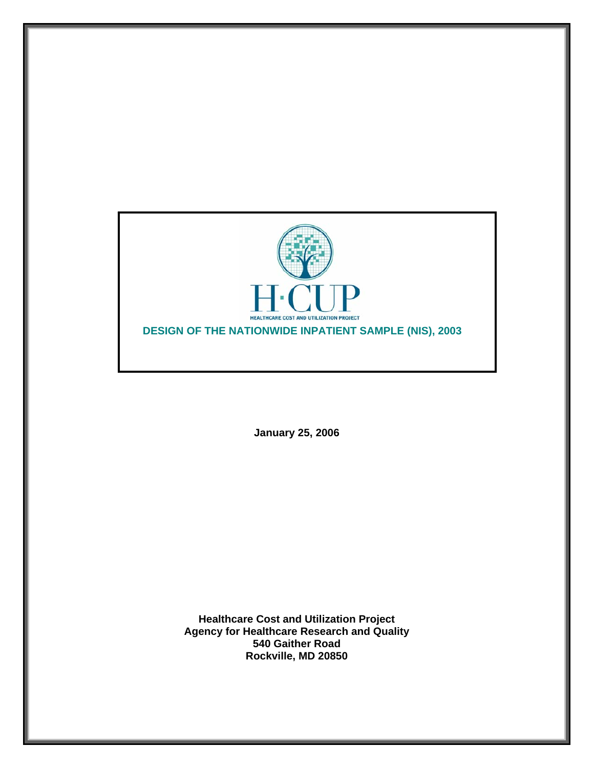H·CUP

HEALTHCARE COST AND UTILIZATION PROJECT

# DESIGN OF THE NATIONWIDE INPATIENT SAMPLE (NIS), 2003

**January 25, 2006**

**Healthcare Cost and Utilization Project**
**Agency for Healthcare Research and Quality**
**540 Gaither Road**
**Rockville, MD 20850**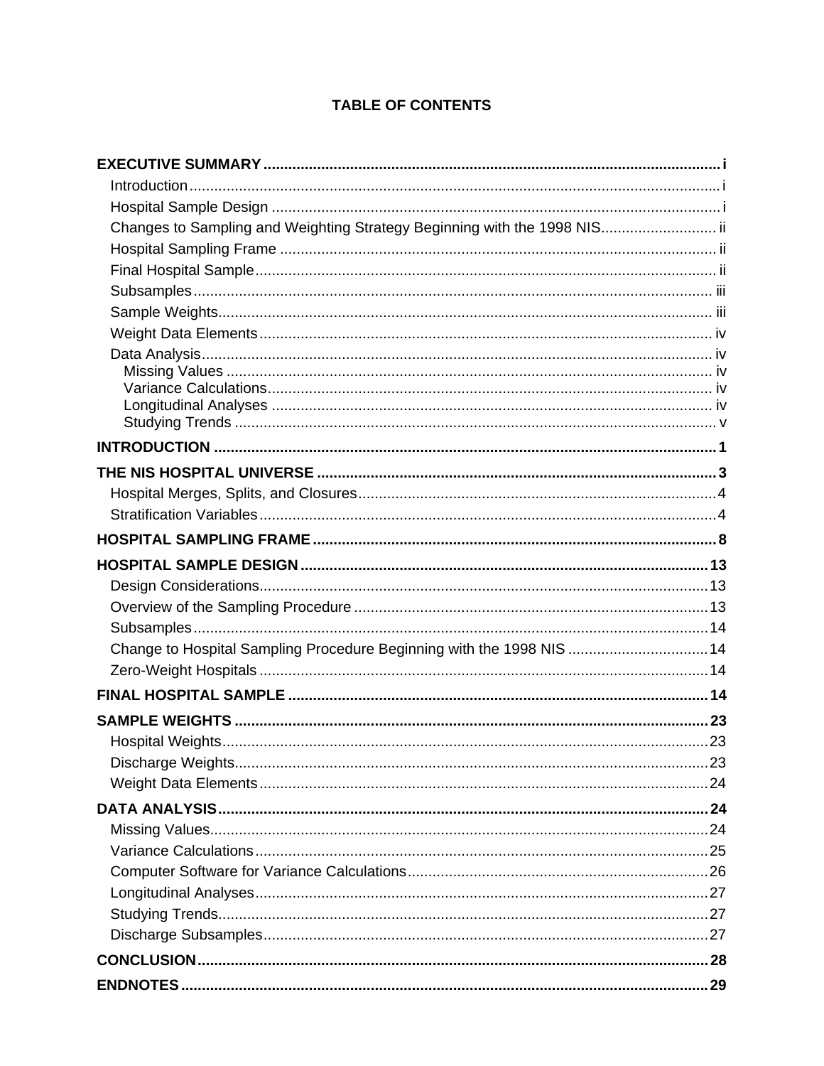# TABLE OF CONTENTS

**EXECUTIVE SUMMARY** ..... i

- Introduction ..... i
- Hospital Sample Design ..... i
- Changes to Sampling and Weighting Strategy Beginning with the 1998 NIS ..... ii
- Hospital Sampling Frame ..... ii
- Final Hospital Sample ..... ii
- Subsamples ..... iii
- Sample Weights ..... iii
- Weight Data Elements ..... iv
- Data Analysis ..... iv
  - Missing Values ..... iv
  - Variance Calculations ..... iv
  - Longitudinal Analyses ..... iv
  - Studying Trends ..... v

**INTRODUCTION** ..... 1

**THE NIS HOSPITAL UNIVERSE** ..... 3

- Hospital Merges, Splits, and Closures ..... 4
- Stratification Variables ..... 4

**HOSPITAL SAMPLING FRAME** ..... 8

**HOSPITAL SAMPLE DESIGN** ..... 13

- Design Considerations ..... 13
- Overview of the Sampling Procedure ..... 13
- Subsamples ..... 14
- Change to Hospital Sampling Procedure Beginning with the 1998 NIS ..... 14
- Zero-Weight Hospitals ..... 14

**FINAL HOSPITAL SAMPLE** ..... 14

**SAMPLE WEIGHTS** ..... 23

- Hospital Weights ..... 23
- Discharge Weights ..... 23
- Weight Data Elements ..... 24

**DATA ANALYSIS** ..... 24

- Missing Values ..... 24
- Variance Calculations ..... 25
- Computer Software for Variance Calculations ..... 26
- Longitudinal Analyses ..... 27
- Studying Trends ..... 27
- Discharge Subsamples ..... 27

**CONCLUSION** ..... 28

**ENDNOTES** ..... 29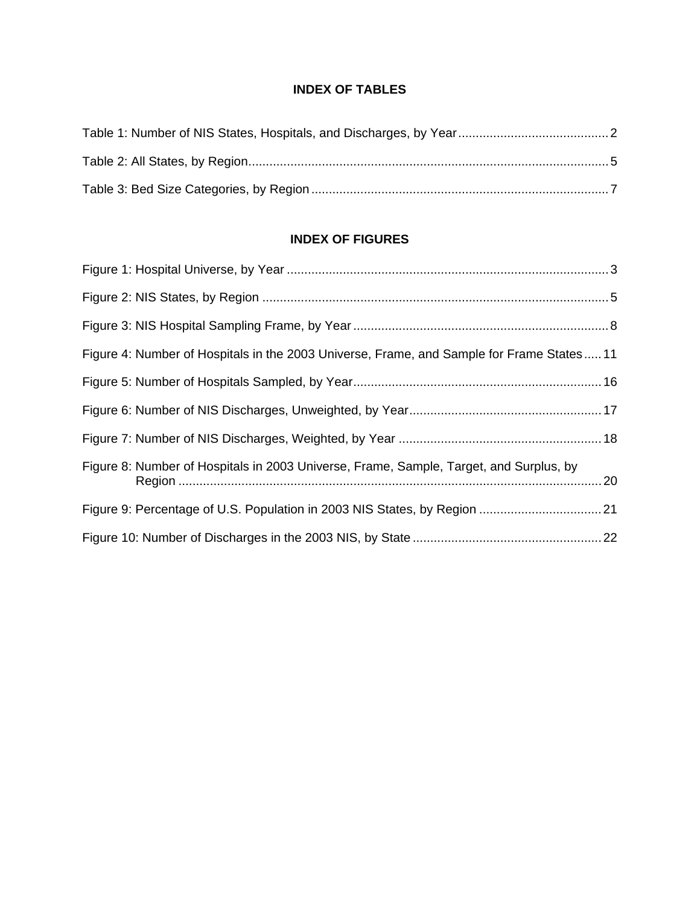## INDEX OF TABLES

Table 1: Number of NIS States, Hospitals, and Discharges, by Year .......................................... 2

Table 2: All States, by Region ..................................................................................................... 5

Table 3: Bed Size Categories, by Region .................................................................................... 7

## INDEX OF FIGURES

Figure 1: Hospital Universe, by Year ........................................................................................... 3

Figure 2: NIS States, by Region .................................................................................................. 5

Figure 3: NIS Hospital Sampling Frame, by Year ........................................................................ 8

Figure 4: Number of Hospitals in the 2003 Universe, Frame, and Sample for Frame States ..... 11

Figure 5: Number of Hospitals Sampled, by Year ...................................................................... 16

Figure 6: Number of NIS Discharges, Unweighted, by Year ...................................................... 17

Figure 7: Number of NIS Discharges, Weighted, by Year .......................................................... 18

Figure 8: Number of Hospitals in 2003 Universe, Frame, Sample, Target, and Surplus, by Region ........................................................................................................................ 20

Figure 9: Percentage of U.S. Population in 2003 NIS States, by Region ................................... 21

Figure 10: Number of Discharges in the 2003 NIS, by State ..................................................... 22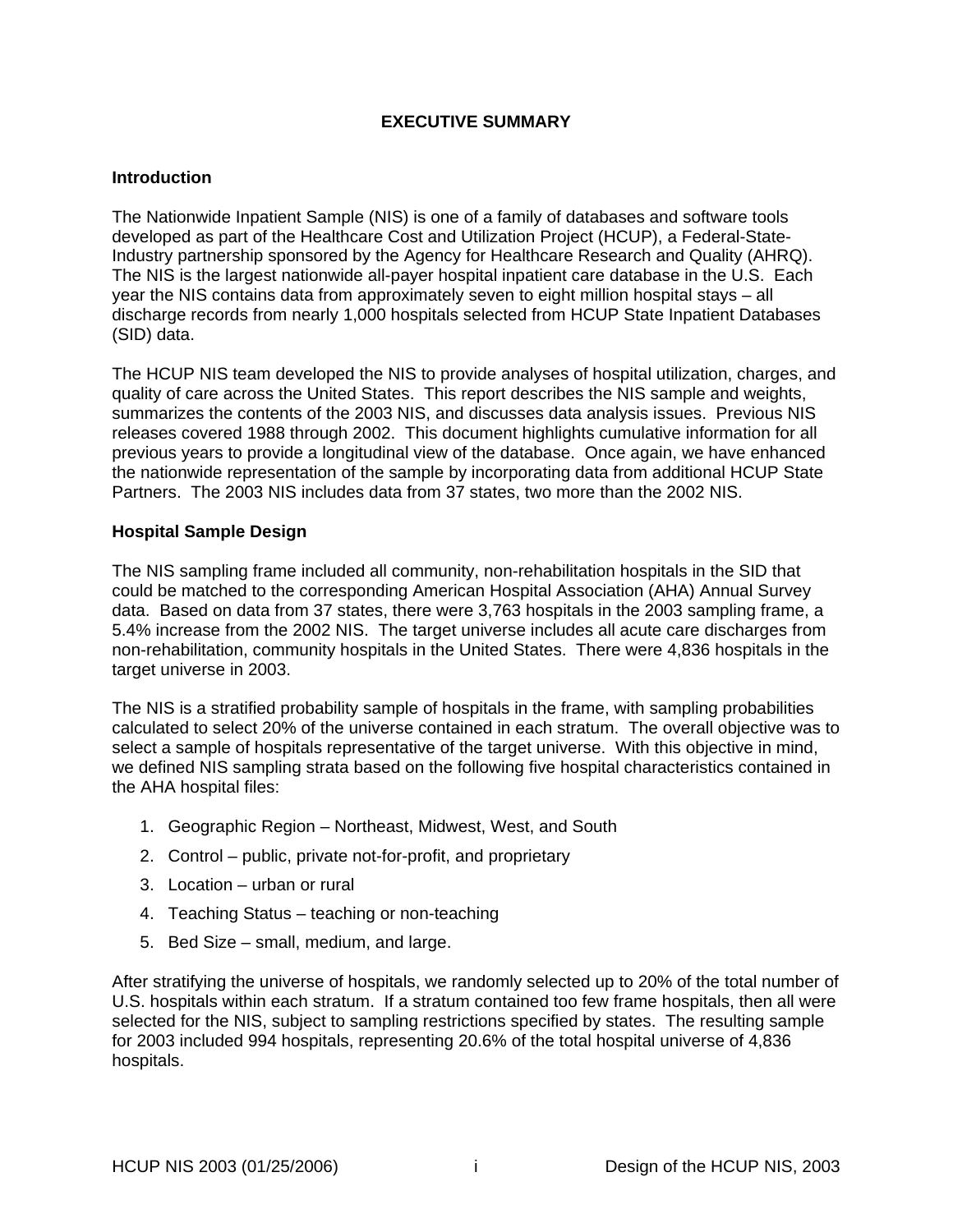# EXECUTIVE SUMMARY

## Introduction

The Nationwide Inpatient Sample (NIS) is one of a family of databases and software tools developed as part of the Healthcare Cost and Utilization Project (HCUP), a Federal-State-Industry partnership sponsored by the Agency for Healthcare Research and Quality (AHRQ). The NIS is the largest nationwide all-payer hospital inpatient care database in the U.S. Each year the NIS contains data from approximately seven to eight million hospital stays – all discharge records from nearly 1,000 hospitals selected from HCUP State Inpatient Databases (SID) data.

The HCUP NIS team developed the NIS to provide analyses of hospital utilization, charges, and quality of care across the United States. This report describes the NIS sample and weights, summarizes the contents of the 2003 NIS, and discusses data analysis issues. Previous NIS releases covered 1988 through 2002. This document highlights cumulative information for all previous years to provide a longitudinal view of the database. Once again, we have enhanced the nationwide representation of the sample by incorporating data from additional HCUP State Partners. The 2003 NIS includes data from 37 states, two more than the 2002 NIS.

## Hospital Sample Design

The NIS sampling frame included all community, non-rehabilitation hospitals in the SID that could be matched to the corresponding American Hospital Association (AHA) Annual Survey data. Based on data from 37 states, there were 3,763 hospitals in the 2003 sampling frame, a 5.4% increase from the 2002 NIS. The target universe includes all acute care discharges from non-rehabilitation, community hospitals in the United States. There were 4,836 hospitals in the target universe in 2003.

The NIS is a stratified probability sample of hospitals in the frame, with sampling probabilities calculated to select 20% of the universe contained in each stratum. The overall objective was to select a sample of hospitals representative of the target universe. With this objective in mind, we defined NIS sampling strata based on the following five hospital characteristics contained in the AHA hospital files:

1. Geographic Region – Northeast, Midwest, West, and South
2. Control – public, private not-for-profit, and proprietary
3. Location – urban or rural
4. Teaching Status – teaching or non-teaching
5. Bed Size – small, medium, and large.

After stratifying the universe of hospitals, we randomly selected up to 20% of the total number of U.S. hospitals within each stratum. If a stratum contained too few frame hospitals, then all were selected for the NIS, subject to sampling restrictions specified by states. The resulting sample for 2003 included 994 hospitals, representing 20.6% of the total hospital universe of 4,836 hospitals.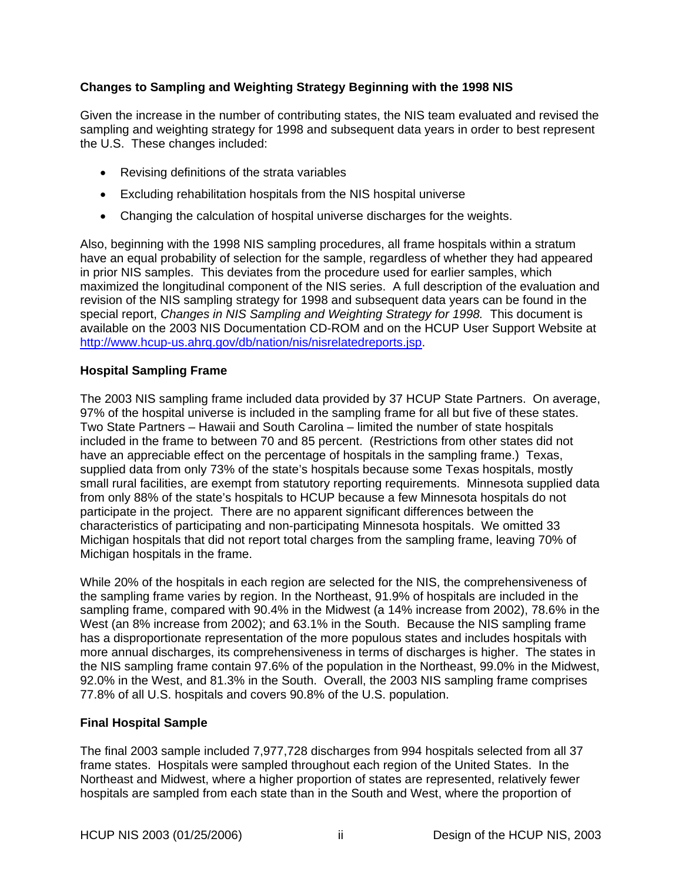### Changes to Sampling and Weighting Strategy Beginning with the 1998 NIS

Given the increase in the number of contributing states, the NIS team evaluated and revised the sampling and weighting strategy for 1998 and subsequent data years in order to best represent the U.S. These changes included:

- Revising definitions of the strata variables
- Excluding rehabilitation hospitals from the NIS hospital universe
- Changing the calculation of hospital universe discharges for the weights.

Also, beginning with the 1998 NIS sampling procedures, all frame hospitals within a stratum have an equal probability of selection for the sample, regardless of whether they had appeared in prior NIS samples. This deviates from the procedure used for earlier samples, which maximized the longitudinal component of the NIS series. A full description of the evaluation and revision of the NIS sampling strategy for 1998 and subsequent data years can be found in the special report, *Changes in NIS Sampling and Weighting Strategy for 1998.* This document is available on the 2003 NIS Documentation CD-ROM and on the HCUP User Support Website at http://www.hcup-us.ahrq.gov/db/nation/nis/nisrelatedreports.jsp.

### Hospital Sampling Frame

The 2003 NIS sampling frame included data provided by 37 HCUP State Partners. On average, 97% of the hospital universe is included in the sampling frame for all but five of these states. Two State Partners – Hawaii and South Carolina – limited the number of state hospitals included in the frame to between 70 and 85 percent. (Restrictions from other states did not have an appreciable effect on the percentage of hospitals in the sampling frame.) Texas, supplied data from only 73% of the state's hospitals because some Texas hospitals, mostly small rural facilities, are exempt from statutory reporting requirements. Minnesota supplied data from only 88% of the state's hospitals to HCUP because a few Minnesota hospitals do not participate in the project. There are no apparent significant differences between the characteristics of participating and non-participating Minnesota hospitals. We omitted 33 Michigan hospitals that did not report total charges from the sampling frame, leaving 70% of Michigan hospitals in the frame.

While 20% of the hospitals in each region are selected for the NIS, the comprehensiveness of the sampling frame varies by region. In the Northeast, 91.9% of hospitals are included in the sampling frame, compared with 90.4% in the Midwest (a 14% increase from 2002), 78.6% in the West (an 8% increase from 2002); and 63.1% in the South. Because the NIS sampling frame has a disproportionate representation of the more populous states and includes hospitals with more annual discharges, its comprehensiveness in terms of discharges is higher. The states in the NIS sampling frame contain 97.6% of the population in the Northeast, 99.0% in the Midwest, 92.0% in the West, and 81.3% in the South. Overall, the 2003 NIS sampling frame comprises 77.8% of all U.S. hospitals and covers 90.8% of the U.S. population.

### Final Hospital Sample

The final 2003 sample included 7,977,728 discharges from 994 hospitals selected from all 37 frame states. Hospitals were sampled throughout each region of the United States. In the Northeast and Midwest, where a higher proportion of states are represented, relatively fewer hospitals are sampled from each state than in the South and West, where the proportion of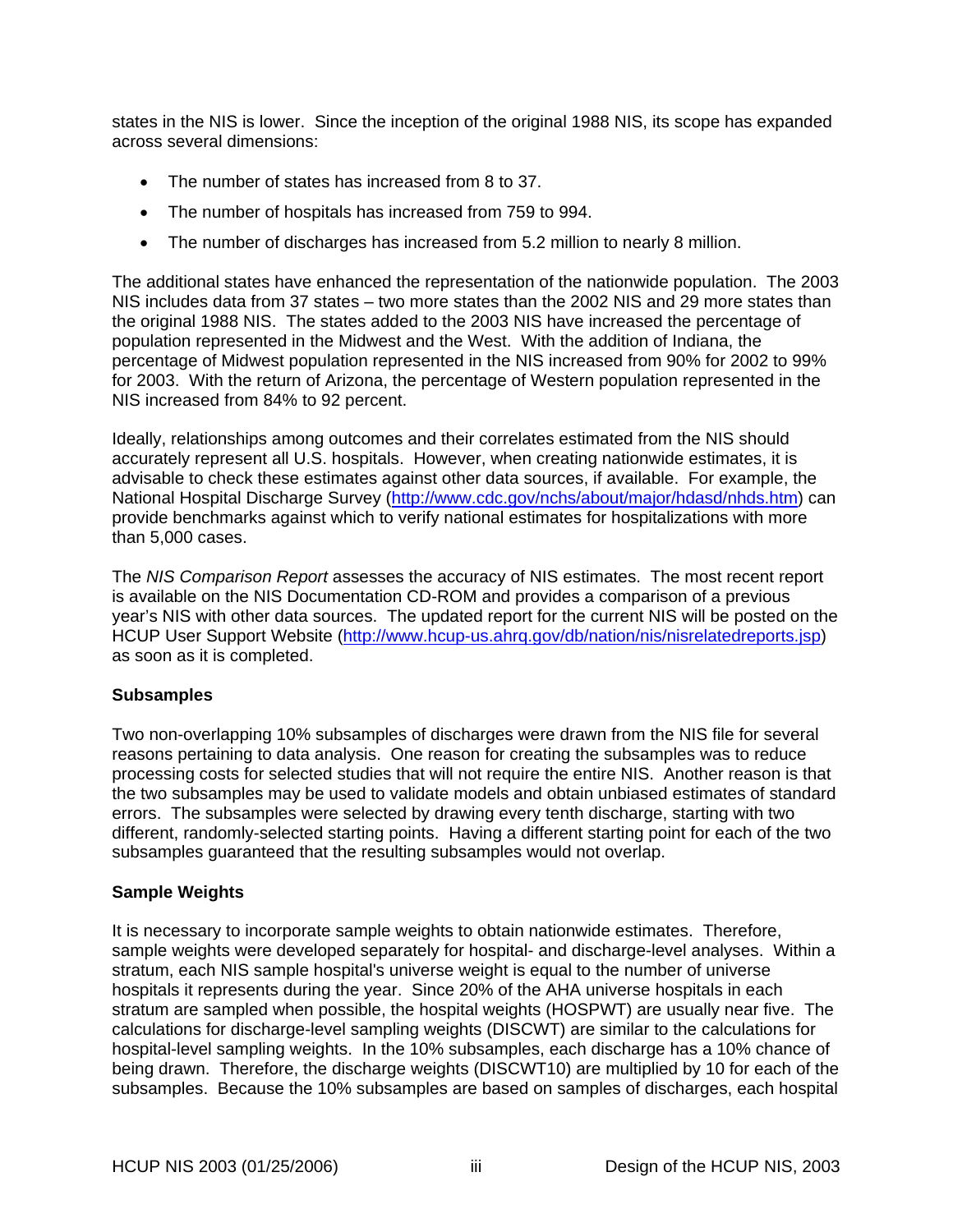states in the NIS is lower. Since the inception of the original 1988 NIS, its scope has expanded across several dimensions:

- The number of states has increased from 8 to 37.
- The number of hospitals has increased from 759 to 994.
- The number of discharges has increased from 5.2 million to nearly 8 million.

The additional states have enhanced the representation of the nationwide population. The 2003 NIS includes data from 37 states – two more states than the 2002 NIS and 29 more states than the original 1988 NIS. The states added to the 2003 NIS have increased the percentage of population represented in the Midwest and the West. With the addition of Indiana, the percentage of Midwest population represented in the NIS increased from 90% for 2002 to 99% for 2003. With the return of Arizona, the percentage of Western population represented in the NIS increased from 84% to 92 percent.

Ideally, relationships among outcomes and their correlates estimated from the NIS should accurately represent all U.S. hospitals. However, when creating nationwide estimates, it is advisable to check these estimates against other data sources, if available. For example, the National Hospital Discharge Survey (http://www.cdc.gov/nchs/about/major/hdasd/nhds.htm) can provide benchmarks against which to verify national estimates for hospitalizations with more than 5,000 cases.

The *NIS Comparison Report* assesses the accuracy of NIS estimates. The most recent report is available on the NIS Documentation CD-ROM and provides a comparison of a previous year's NIS with other data sources. The updated report for the current NIS will be posted on the HCUP User Support Website (http://www.hcup-us.ahrq.gov/db/nation/nis/nisrelatedreports.jsp) as soon as it is completed.

**Subsamples**

Two non-overlapping 10% subsamples of discharges were drawn from the NIS file for several reasons pertaining to data analysis. One reason for creating the subsamples was to reduce processing costs for selected studies that will not require the entire NIS. Another reason is that the two subsamples may be used to validate models and obtain unbiased estimates of standard errors. The subsamples were selected by drawing every tenth discharge, starting with two different, randomly-selected starting points. Having a different starting point for each of the two subsamples guaranteed that the resulting subsamples would not overlap.

**Sample Weights**

It is necessary to incorporate sample weights to obtain nationwide estimates. Therefore, sample weights were developed separately for hospital- and discharge-level analyses. Within a stratum, each NIS sample hospital's universe weight is equal to the number of universe hospitals it represents during the year. Since 20% of the AHA universe hospitals in each stratum are sampled when possible, the hospital weights (HOSPWT) are usually near five. The calculations for discharge-level sampling weights (DISCWT) are similar to the calculations for hospital-level sampling weights. In the 10% subsamples, each discharge has a 10% chance of being drawn. Therefore, the discharge weights (DISCWT10) are multiplied by 10 for each of the subsamples. Because the 10% subsamples are based on samples of discharges, each hospital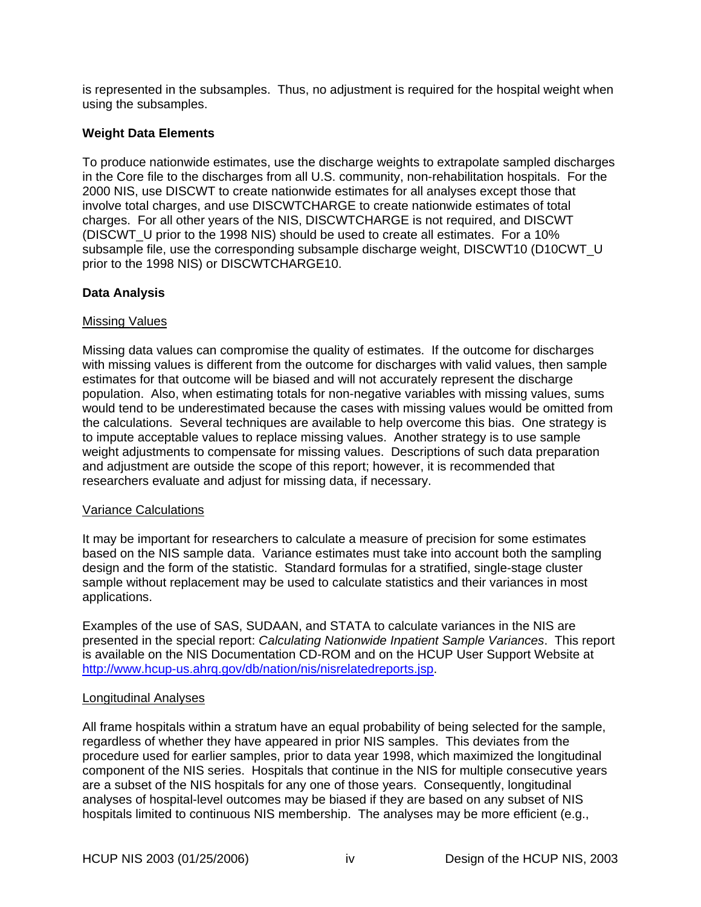is represented in the subsamples. Thus, no adjustment is required for the hospital weight when using the subsamples.

### Weight Data Elements

To produce nationwide estimates, use the discharge weights to extrapolate sampled discharges in the Core file to the discharges from all U.S. community, non-rehabilitation hospitals. For the 2000 NIS, use DISCWT to create nationwide estimates for all analyses except those that involve total charges, and use DISCWTCHARGE to create nationwide estimates of total charges. For all other years of the NIS, DISCWTCHARGE is not required, and DISCWT (DISCWT_U prior to the 1998 NIS) should be used to create all estimates. For a 10% subsample file, use the corresponding subsample discharge weight, DISCWT10 (D10CWT_U prior to the 1998 NIS) or DISCWTCHARGE10.

### Data Analysis

#### Missing Values

Missing data values can compromise the quality of estimates. If the outcome for discharges with missing values is different from the outcome for discharges with valid values, then sample estimates for that outcome will be biased and will not accurately represent the discharge population. Also, when estimating totals for non-negative variables with missing values, sums would tend to be underestimated because the cases with missing values would be omitted from the calculations. Several techniques are available to help overcome this bias. One strategy is to impute acceptable values to replace missing values. Another strategy is to use sample weight adjustments to compensate for missing values. Descriptions of such data preparation and adjustment are outside the scope of this report; however, it is recommended that researchers evaluate and adjust for missing data, if necessary.

#### Variance Calculations

It may be important for researchers to calculate a measure of precision for some estimates based on the NIS sample data. Variance estimates must take into account both the sampling design and the form of the statistic. Standard formulas for a stratified, single-stage cluster sample without replacement may be used to calculate statistics and their variances in most applications.

Examples of the use of SAS, SUDAAN, and STATA to calculate variances in the NIS are presented in the special report: *Calculating Nationwide Inpatient Sample Variances*. This report is available on the NIS Documentation CD-ROM and on the HCUP User Support Website at http://www.hcup-us.ahrq.gov/db/nation/nis/nisrelatedreports.jsp.

#### Longitudinal Analyses

All frame hospitals within a stratum have an equal probability of being selected for the sample, regardless of whether they have appeared in prior NIS samples. This deviates from the procedure used for earlier samples, prior to data year 1998, which maximized the longitudinal component of the NIS series. Hospitals that continue in the NIS for multiple consecutive years are a subset of the NIS hospitals for any one of those years. Consequently, longitudinal analyses of hospital-level outcomes may be biased if they are based on any subset of NIS hospitals limited to continuous NIS membership. The analyses may be more efficient (e.g.,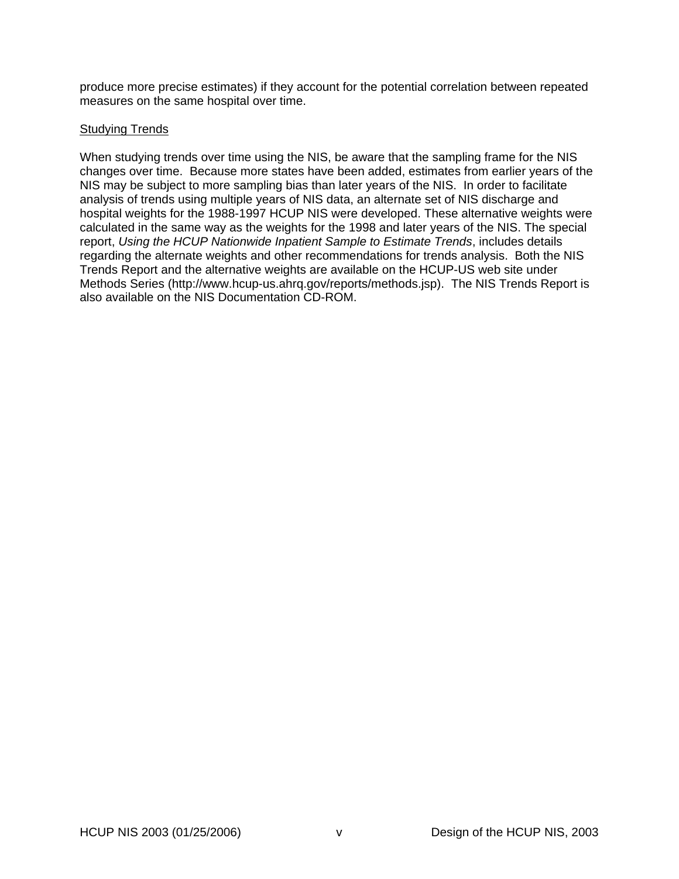produce more precise estimates) if they account for the potential correlation between repeated measures on the same hospital over time.

<u>Studying Trends</u>

When studying trends over time using the NIS, be aware that the sampling frame for the NIS changes over time. Because more states have been added, estimates from earlier years of the NIS may be subject to more sampling bias than later years of the NIS. In order to facilitate analysis of trends using multiple years of NIS data, an alternate set of NIS discharge and hospital weights for the 1988-1997 HCUP NIS were developed. These alternative weights were calculated in the same way as the weights for the 1998 and later years of the NIS. The special report, *Using the HCUP Nationwide Inpatient Sample to Estimate Trends*, includes details regarding the alternate weights and other recommendations for trends analysis. Both the NIS Trends Report and the alternative weights are available on the HCUP-US web site under Methods Series (http://www.hcup-us.ahrq.gov/reports/methods.jsp). The NIS Trends Report is also available on the NIS Documentation CD-ROM.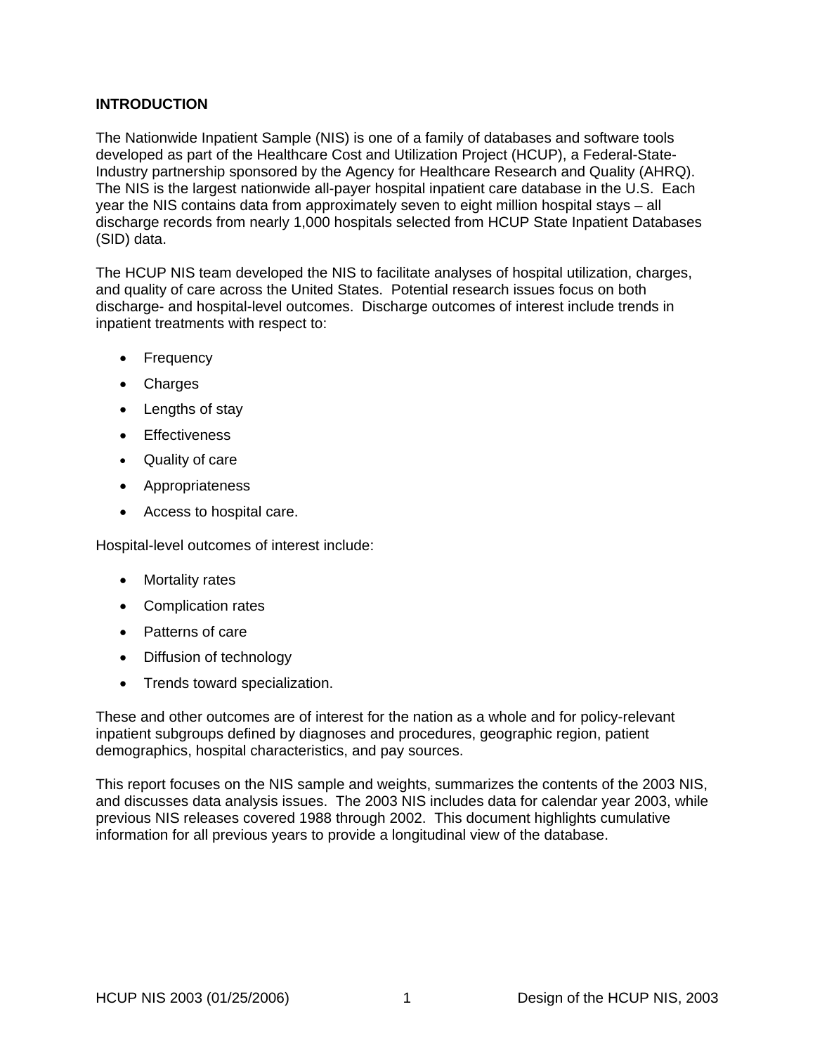## INTRODUCTION

The Nationwide Inpatient Sample (NIS) is one of a family of databases and software tools developed as part of the Healthcare Cost and Utilization Project (HCUP), a Federal-State-Industry partnership sponsored by the Agency for Healthcare Research and Quality (AHRQ). The NIS is the largest nationwide all-payer hospital inpatient care database in the U.S. Each year the NIS contains data from approximately seven to eight million hospital stays – all discharge records from nearly 1,000 hospitals selected from HCUP State Inpatient Databases (SID) data.

The HCUP NIS team developed the NIS to facilitate analyses of hospital utilization, charges, and quality of care across the United States. Potential research issues focus on both discharge- and hospital-level outcomes. Discharge outcomes of interest include trends in inpatient treatments with respect to:

- Frequency
- Charges
- Lengths of stay
- Effectiveness
- Quality of care
- Appropriateness
- Access to hospital care.

Hospital-level outcomes of interest include:

- Mortality rates
- Complication rates
- Patterns of care
- Diffusion of technology
- Trends toward specialization.

These and other outcomes are of interest for the nation as a whole and for policy-relevant inpatient subgroups defined by diagnoses and procedures, geographic region, patient demographics, hospital characteristics, and pay sources.

This report focuses on the NIS sample and weights, summarizes the contents of the 2003 NIS, and discusses data analysis issues. The 2003 NIS includes data for calendar year 2003, while previous NIS releases covered 1988 through 2002. This document highlights cumulative information for all previous years to provide a longitudinal view of the database.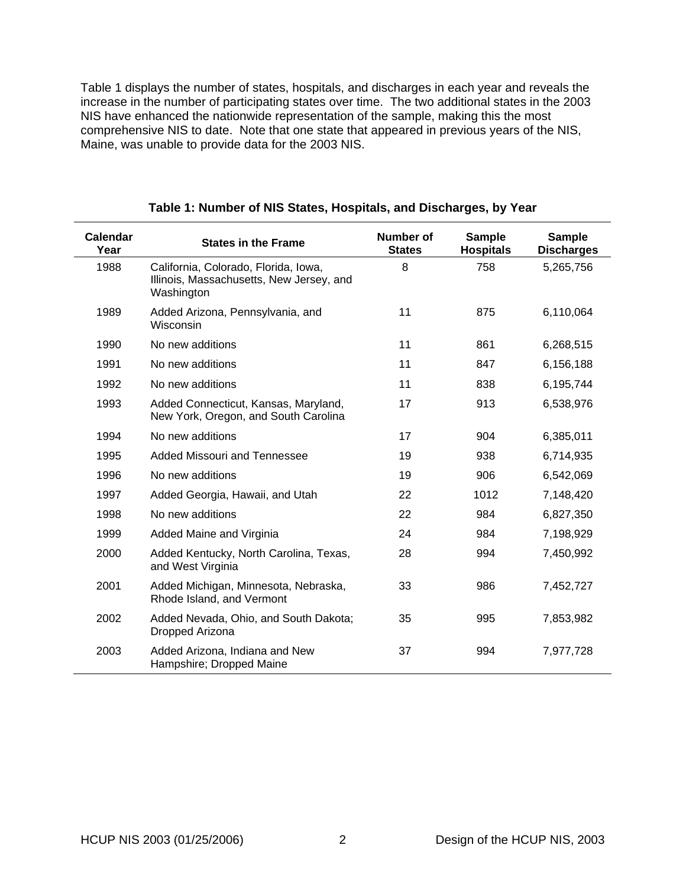Table 1 displays the number of states, hospitals, and discharges in each year and reveals the increase in the number of participating states over time. The two additional states in the 2003 NIS have enhanced the nationwide representation of the sample, making this the most comprehensive NIS to date. Note that one state that appeared in previous years of the NIS, Maine, was unable to provide data for the 2003 NIS.

**Table 1: Number of NIS States, Hospitals, and Discharges, by Year**

| Calendar Year | States in the Frame | Number of States | Sample Hospitals | Sample Discharges |
|---|---|---|---|---|
| 1988 | California, Colorado, Florida, Iowa, Illinois, Massachusetts, New Jersey, and Washington | 8 | 758 | 5,265,756 |
| 1989 | Added Arizona, Pennsylvania, and Wisconsin | 11 | 875 | 6,110,064 |
| 1990 | No new additions | 11 | 861 | 6,268,515 |
| 1991 | No new additions | 11 | 847 | 6,156,188 |
| 1992 | No new additions | 11 | 838 | 6,195,744 |
| 1993 | Added Connecticut, Kansas, Maryland, New York, Oregon, and South Carolina | 17 | 913 | 6,538,976 |
| 1994 | No new additions | 17 | 904 | 6,385,011 |
| 1995 | Added Missouri and Tennessee | 19 | 938 | 6,714,935 |
| 1996 | No new additions | 19 | 906 | 6,542,069 |
| 1997 | Added Georgia, Hawaii, and Utah | 22 | 1012 | 7,148,420 |
| 1998 | No new additions | 22 | 984 | 6,827,350 |
| 1999 | Added Maine and Virginia | 24 | 984 | 7,198,929 |
| 2000 | Added Kentucky, North Carolina, Texas, and West Virginia | 28 | 994 | 7,450,992 |
| 2001 | Added Michigan, Minnesota, Nebraska, Rhode Island, and Vermont | 33 | 986 | 7,452,727 |
| 2002 | Added Nevada, Ohio, and South Dakota; Dropped Arizona | 35 | 995 | 7,853,982 |
| 2003 | Added Arizona, Indiana and New Hampshire; Dropped Maine | 37 | 994 | 7,977,728 |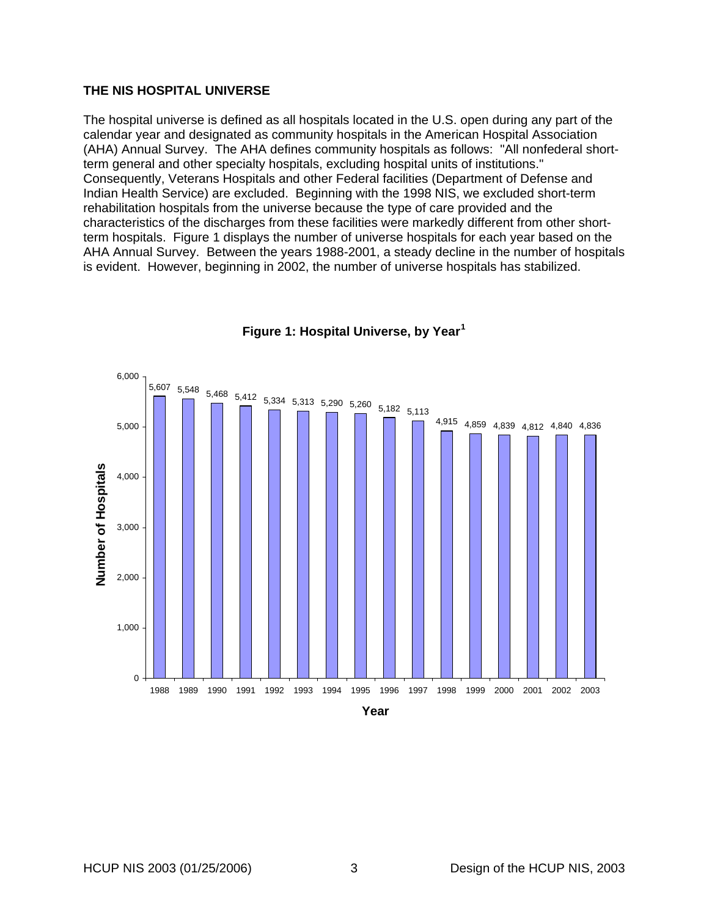## THE NIS HOSPITAL UNIVERSE

The hospital universe is defined as all hospitals located in the U.S. open during any part of the calendar year and designated as community hospitals in the American Hospital Association (AHA) Annual Survey. The AHA defines community hospitals as follows: "All nonfederal short-term general and other specialty hospitals, excluding hospital units of institutions." Consequently, Veterans Hospitals and other Federal facilities (Department of Defense and Indian Health Service) are excluded. Beginning with the 1998 NIS, we excluded short-term rehabilitation hospitals from the universe because the type of care provided and the characteristics of the discharges from these facilities were markedly different from other short-term hospitals. Figure 1 displays the number of universe hospitals for each year based on the AHA Annual Survey. Between the years 1988-2001, a steady decline in the number of hospitals is evident. However, beginning in 2002, the number of universe hospitals has stabilized.

**Figure 1: Hospital Universe, by Year[1]**

| Year | Number of Hospitals |
|---|---|
| 1988 | 5,607 |
| 1989 | 5,548 |
| 1990 | 5,468 |
| 1991 | 5,412 |
| 1992 | 5,334 |
| 1993 | 5,313 |
| 1994 | 5,290 |
| 1995 | 5,260 |
| 1996 | 5,182 |
| 1997 | 5,113 |
| 1998 | 4,915 |
| 1999 | 4,859 |
| 2000 | 4,839 |
| 2001 | 4,812 |
| 2002 | 4,840 |
| 2003 | 4,836 |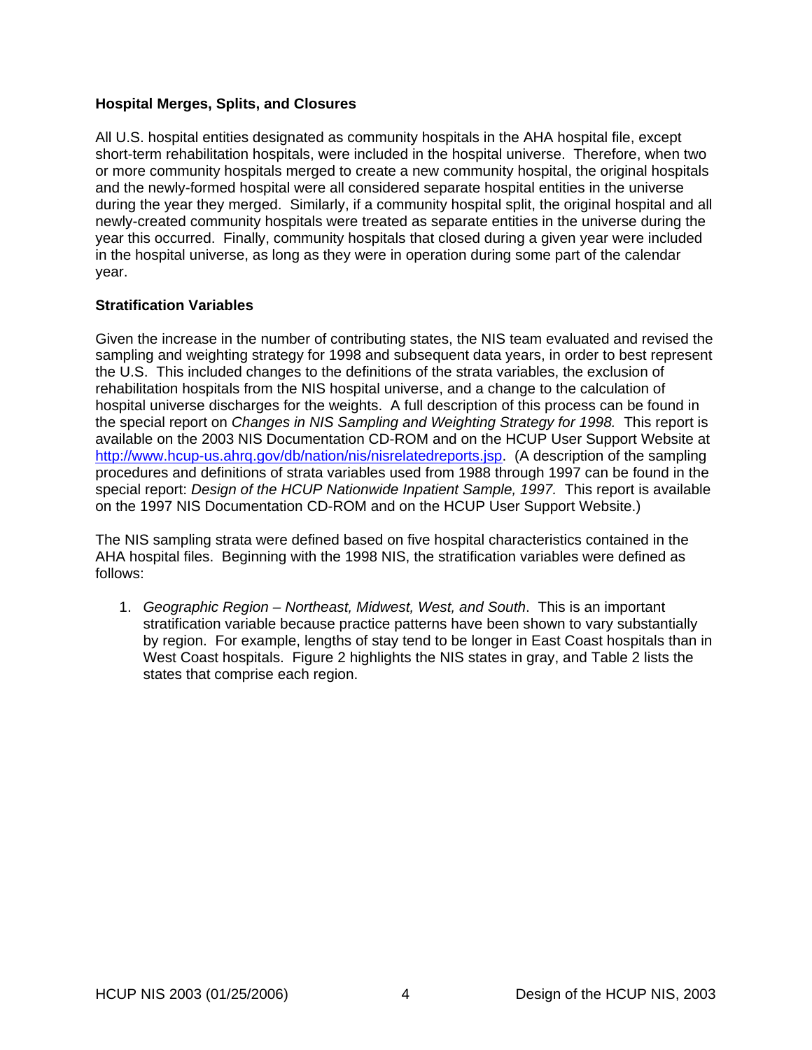### Hospital Merges, Splits, and Closures

All U.S. hospital entities designated as community hospitals in the AHA hospital file, except short-term rehabilitation hospitals, were included in the hospital universe. Therefore, when two or more community hospitals merged to create a new community hospital, the original hospitals and the newly-formed hospital were all considered separate hospital entities in the universe during the year they merged. Similarly, if a community hospital split, the original hospital and all newly-created community hospitals were treated as separate entities in the universe during the year this occurred. Finally, community hospitals that closed during a given year were included in the hospital universe, as long as they were in operation during some part of the calendar year.

### Stratification Variables

Given the increase in the number of contributing states, the NIS team evaluated and revised the sampling and weighting strategy for 1998 and subsequent data years, in order to best represent the U.S. This included changes to the definitions of the strata variables, the exclusion of rehabilitation hospitals from the NIS hospital universe, and a change to the calculation of hospital universe discharges for the weights. A full description of this process can be found in the special report on *Changes in NIS Sampling and Weighting Strategy for 1998.* This report is available on the 2003 NIS Documentation CD-ROM and on the HCUP User Support Website at [http://www.hcup-us.ahrq.gov/db/nation/nis/nisrelatedreports.jsp](http://www.hcup-us.ahrq.gov/db/nation/nis/nisrelatedreports.jsp). (A description of the sampling procedures and definitions of strata variables used from 1988 through 1997 can be found in the special report: *Design of the HCUP Nationwide Inpatient Sample, 1997.* This report is available on the 1997 NIS Documentation CD-ROM and on the HCUP User Support Website.)

The NIS sampling strata were defined based on five hospital characteristics contained in the AHA hospital files. Beginning with the 1998 NIS, the stratification variables were defined as follows:

1. *Geographic Region – Northeast, Midwest, West, and South*. This is an important stratification variable because practice patterns have been shown to vary substantially by region. For example, lengths of stay tend to be longer in East Coast hospitals than in West Coast hospitals. Figure 2 highlights the NIS states in gray, and Table 2 lists the states that comprise each region.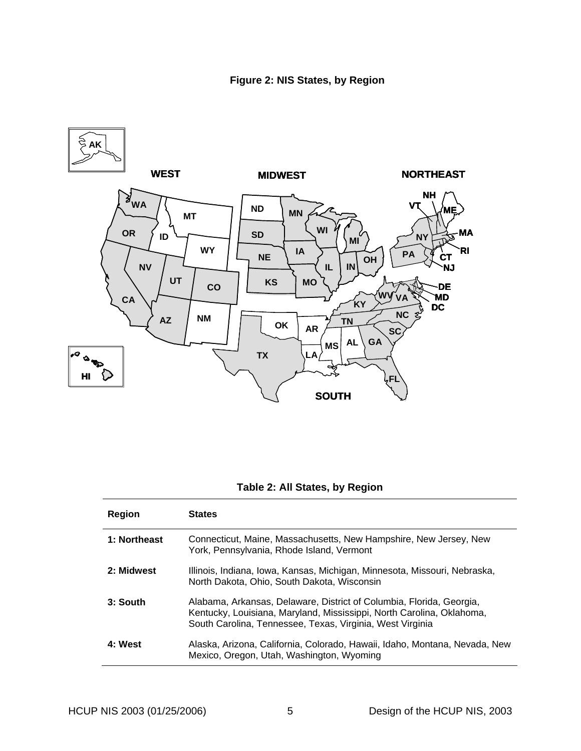**Figure 2: NIS States, by Region**

**Table 2: All States, by Region**

| Region | States |
|---|---|
| **1: Northeast** | Connecticut, Maine, Massachusetts, New Hampshire, New Jersey, New York, Pennsylvania, Rhode Island, Vermont |
| **2: Midwest** | Illinois, Indiana, Iowa, Kansas, Michigan, Minnesota, Missouri, Nebraska, North Dakota, Ohio, South Dakota, Wisconsin |
| **3: South** | Alabama, Arkansas, Delaware, District of Columbia, Florida, Georgia, Kentucky, Louisiana, Maryland, Mississippi, North Carolina, Oklahoma, South Carolina, Tennessee, Texas, Virginia, West Virginia |
| **4: West** | Alaska, Arizona, California, Colorado, Hawaii, Idaho, Montana, Nevada, New Mexico, Oregon, Utah, Washington, Wyoming |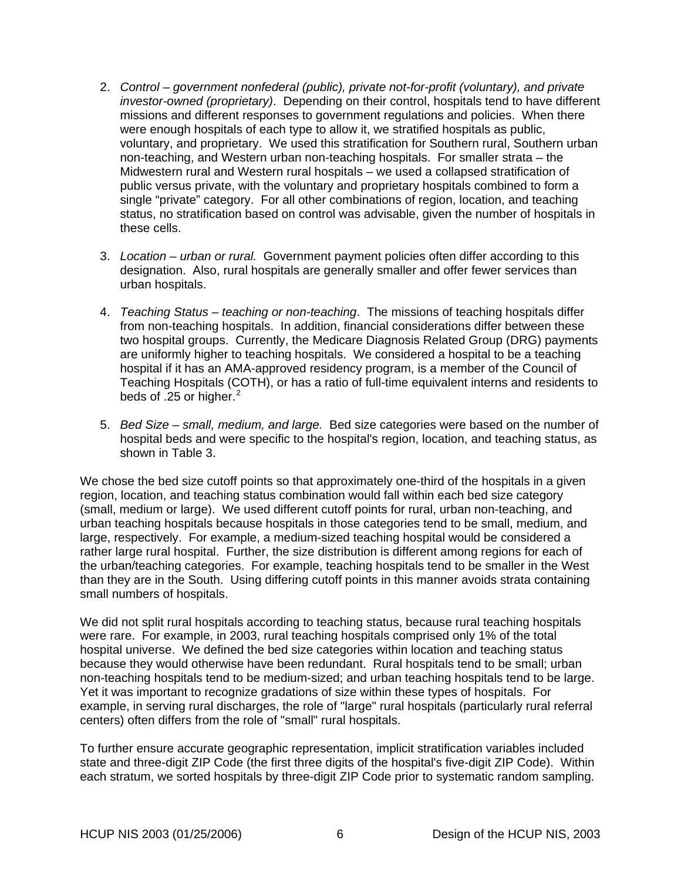2. *Control – government nonfederal (public), private not-for-profit (voluntary), and private investor-owned (proprietary)*. Depending on their control, hospitals tend to have different missions and different responses to government regulations and policies. When there were enough hospitals of each type to allow it, we stratified hospitals as public, voluntary, and proprietary. We used this stratification for Southern rural, Southern urban non-teaching, and Western urban non-teaching hospitals. For smaller strata – the Midwestern rural and Western rural hospitals – we used a collapsed stratification of public versus private, with the voluntary and proprietary hospitals combined to form a single "private" category. For all other combinations of region, location, and teaching status, no stratification based on control was advisable, given the number of hospitals in these cells.

3. *Location – urban or rural.* Government payment policies often differ according to this designation. Also, rural hospitals are generally smaller and offer fewer services than urban hospitals.

4. *Teaching Status – teaching or non-teaching*. The missions of teaching hospitals differ from non-teaching hospitals. In addition, financial considerations differ between these two hospital groups. Currently, the Medicare Diagnosis Related Group (DRG) payments are uniformly higher to teaching hospitals. We considered a hospital to be a teaching hospital if it has an AMA-approved residency program, is a member of the Council of Teaching Hospitals (COTH), or has a ratio of full-time equivalent interns and residents to beds of .25 or higher.[2]

5. *Bed Size – small, medium, and large.* Bed size categories were based on the number of hospital beds and were specific to the hospital's region, location, and teaching status, as shown in Table 3.

We chose the bed size cutoff points so that approximately one-third of the hospitals in a given region, location, and teaching status combination would fall within each bed size category (small, medium or large). We used different cutoff points for rural, urban non-teaching, and urban teaching hospitals because hospitals in those categories tend to be small, medium, and large, respectively. For example, a medium-sized teaching hospital would be considered a rather large rural hospital. Further, the size distribution is different among regions for each of the urban/teaching categories. For example, teaching hospitals tend to be smaller in the West than they are in the South. Using differing cutoff points in this manner avoids strata containing small numbers of hospitals.

We did not split rural hospitals according to teaching status, because rural teaching hospitals were rare. For example, in 2003, rural teaching hospitals comprised only 1% of the total hospital universe. We defined the bed size categories within location and teaching status because they would otherwise have been redundant. Rural hospitals tend to be small; urban non-teaching hospitals tend to be medium-sized; and urban teaching hospitals tend to be large. Yet it was important to recognize gradations of size within these types of hospitals. For example, in serving rural discharges, the role of "large" rural hospitals (particularly rural referral centers) often differs from the role of "small" rural hospitals.

To further ensure accurate geographic representation, implicit stratification variables included state and three-digit ZIP Code (the first three digits of the hospital's five-digit ZIP Code). Within each stratum, we sorted hospitals by three-digit ZIP Code prior to systematic random sampling.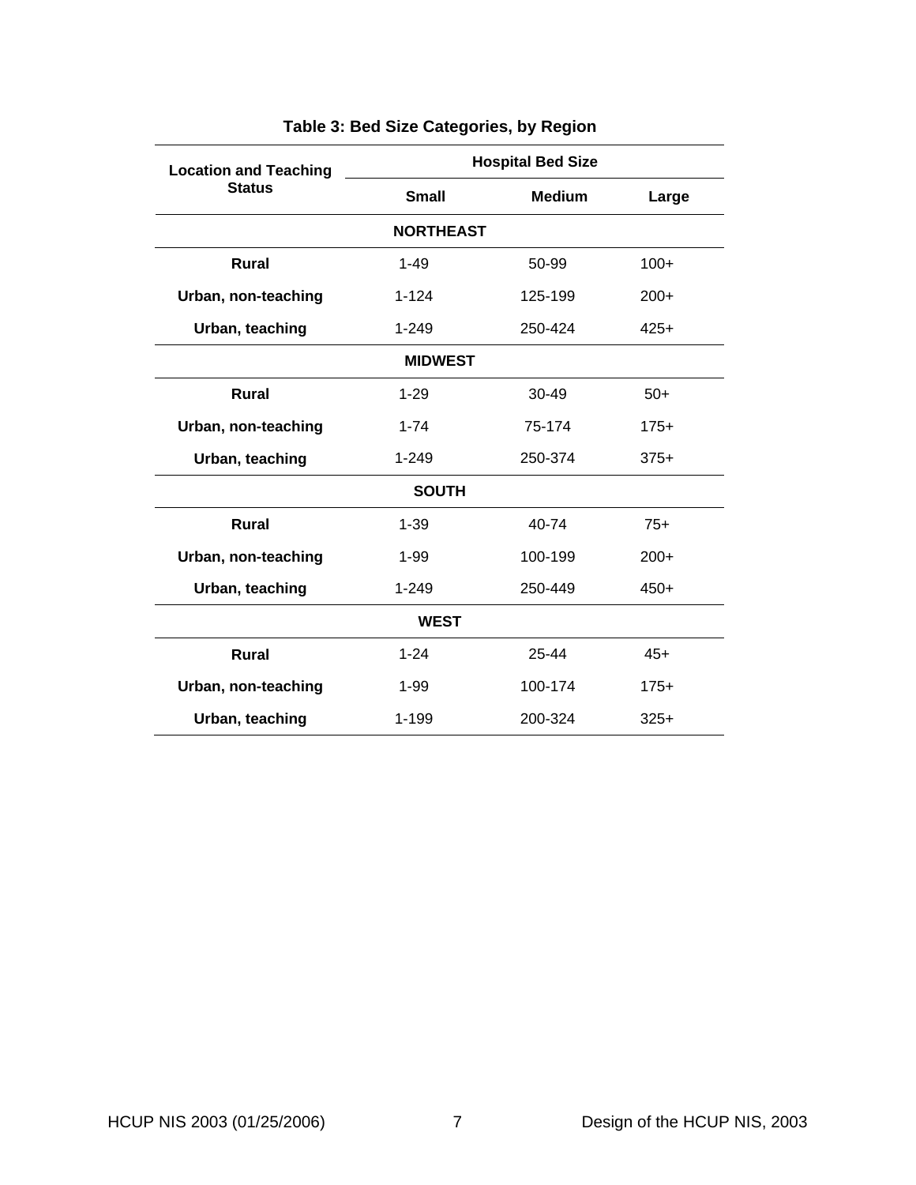**Table 3: Bed Size Categories, by Region**

| Location and Teaching Status | Hospital Bed Size | | |
|---|---|---|---|
| | Small | Medium | Large |
| **NORTHEAST** | | | |
| **Rural** | 1-49 | 50-99 | 100+ |
| **Urban, non-teaching** | 1-124 | 125-199 | 200+ |
| **Urban, teaching** | 1-249 | 250-424 | 425+ |
| **MIDWEST** | | | |
| **Rural** | 1-29 | 30-49 | 50+ |
| **Urban, non-teaching** | 1-74 | 75-174 | 175+ |
| **Urban, teaching** | 1-249 | 250-374 | 375+ |
| **SOUTH** | | | |
| **Rural** | 1-39 | 40-74 | 75+ |
| **Urban, non-teaching** | 1-99 | 100-199 | 200+ |
| **Urban, teaching** | 1-249 | 250-449 | 450+ |
| **WEST** | | | |
| **Rural** | 1-24 | 25-44 | 45+ |
| **Urban, non-teaching** | 1-99 | 100-174 | 175+ |
| **Urban, teaching** | 1-199 | 200-324 | 325+ |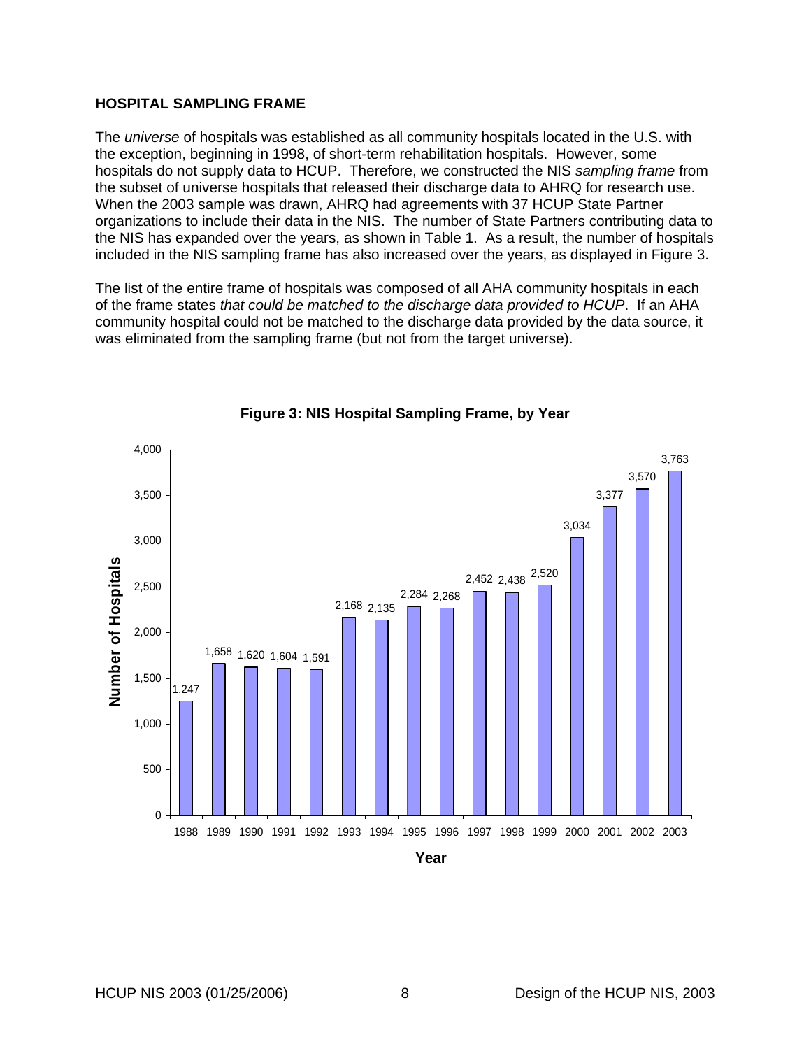## HOSPITAL SAMPLING FRAME

The *universe* of hospitals was established as all community hospitals located in the U.S. with the exception, beginning in 1998, of short-term rehabilitation hospitals. However, some hospitals do not supply data to HCUP. Therefore, we constructed the NIS *sampling frame* from the subset of universe hospitals that released their discharge data to AHRQ for research use. When the 2003 sample was drawn, AHRQ had agreements with 37 HCUP State Partner organizations to include their data in the NIS. The number of State Partners contributing data to the NIS has expanded over the years, as shown in Table 1. As a result, the number of hospitals included in the NIS sampling frame has also increased over the years, as displayed in Figure 3.

The list of the entire frame of hospitals was composed of all AHA community hospitals in each of the frame states *that could be matched to the discharge data provided to HCUP*. If an AHA community hospital could not be matched to the discharge data provided by the data source, it was eliminated from the sampling frame (but not from the target universe).

**Figure 3: NIS Hospital Sampling Frame, by Year**

| Year | Number of Hospitals |
|---|---|
| 1988 | 1,247 |
| 1989 | 1,658 |
| 1990 | 1,620 |
| 1991 | 1,604 |
| 1992 | 1,591 |
| 1993 | 2,168 |
| 1994 | 2,135 |
| 1995 | 2,284 |
| 1996 | 2,268 |
| 1997 | 2,452 |
| 1998 | 2,438 |
| 1999 | 2,520 |
| 2000 | 3,034 |
| 2001 | 3,377 |
| 2002 | 3,570 |
| 2003 | 3,763 |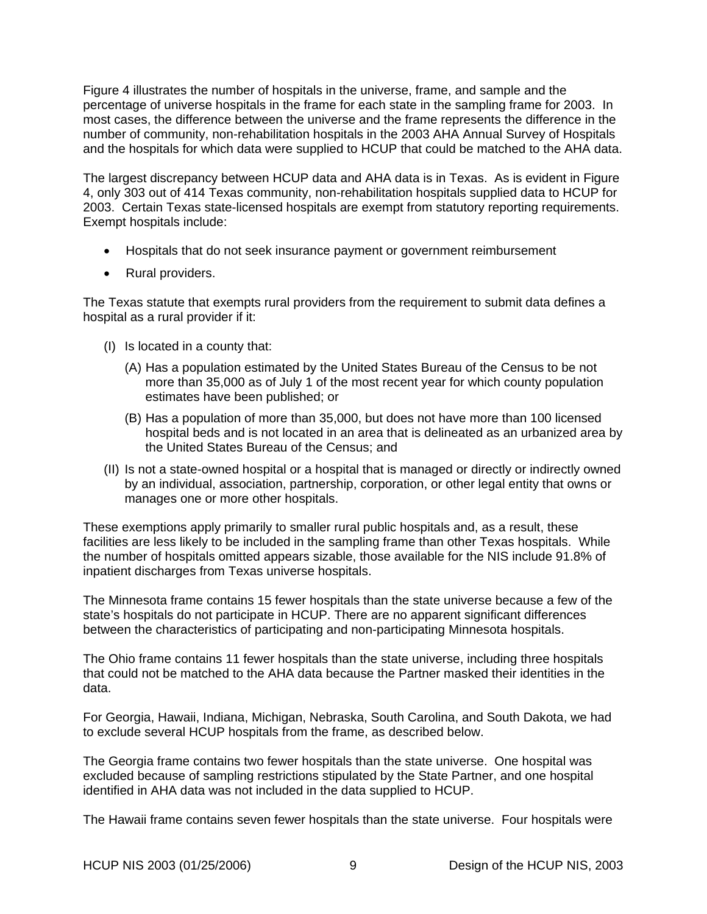Figure 4 illustrates the number of hospitals in the universe, frame, and sample and the percentage of universe hospitals in the frame for each state in the sampling frame for 2003. In most cases, the difference between the universe and the frame represents the difference in the number of community, non-rehabilitation hospitals in the 2003 AHA Annual Survey of Hospitals and the hospitals for which data were supplied to HCUP that could be matched to the AHA data.

The largest discrepancy between HCUP data and AHA data is in Texas. As is evident in Figure 4, only 303 out of 414 Texas community, non-rehabilitation hospitals supplied data to HCUP for 2003. Certain Texas state-licensed hospitals are exempt from statutory reporting requirements. Exempt hospitals include:

- Hospitals that do not seek insurance payment or government reimbursement
- Rural providers.

The Texas statute that exempts rural providers from the requirement to submit data defines a hospital as a rural provider if it:

(I) Is located in a county that:

(A) Has a population estimated by the United States Bureau of the Census to be not more than 35,000 as of July 1 of the most recent year for which county population estimates have been published; or

(B) Has a population of more than 35,000, but does not have more than 100 licensed hospital beds and is not located in an area that is delineated as an urbanized area by the United States Bureau of the Census; and

(II) Is not a state-owned hospital or a hospital that is managed or directly or indirectly owned by an individual, association, partnership, corporation, or other legal entity that owns or manages one or more other hospitals.

These exemptions apply primarily to smaller rural public hospitals and, as a result, these facilities are less likely to be included in the sampling frame than other Texas hospitals. While the number of hospitals omitted appears sizable, those available for the NIS include 91.8% of inpatient discharges from Texas universe hospitals.

The Minnesota frame contains 15 fewer hospitals than the state universe because a few of the state's hospitals do not participate in HCUP. There are no apparent significant differences between the characteristics of participating and non-participating Minnesota hospitals.

The Ohio frame contains 11 fewer hospitals than the state universe, including three hospitals that could not be matched to the AHA data because the Partner masked their identities in the data.

For Georgia, Hawaii, Indiana, Michigan, Nebraska, South Carolina, and South Dakota, we had to exclude several HCUP hospitals from the frame, as described below.

The Georgia frame contains two fewer hospitals than the state universe. One hospital was excluded because of sampling restrictions stipulated by the State Partner, and one hospital identified in AHA data was not included in the data supplied to HCUP.

The Hawaii frame contains seven fewer hospitals than the state universe. Four hospitals were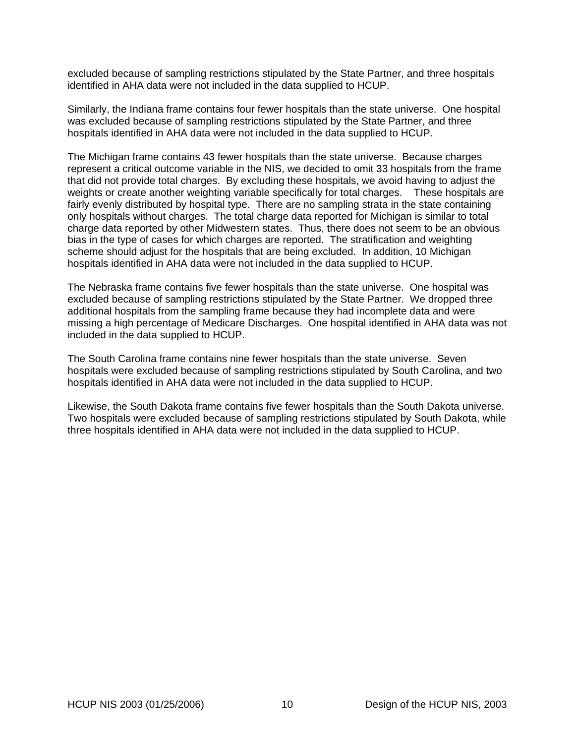excluded because of sampling restrictions stipulated by the State Partner, and three hospitals identified in AHA data were not included in the data supplied to HCUP.

Similarly, the Indiana frame contains four fewer hospitals than the state universe. One hospital was excluded because of sampling restrictions stipulated by the State Partner, and three hospitals identified in AHA data were not included in the data supplied to HCUP.

The Michigan frame contains 43 fewer hospitals than the state universe. Because charges represent a critical outcome variable in the NIS, we decided to omit 33 hospitals from the frame that did not provide total charges. By excluding these hospitals, we avoid having to adjust the weights or create another weighting variable specifically for total charges. These hospitals are fairly evenly distributed by hospital type. There are no sampling strata in the state containing only hospitals without charges. The total charge data reported for Michigan is similar to total charge data reported by other Midwestern states. Thus, there does not seem to be an obvious bias in the type of cases for which charges are reported. The stratification and weighting scheme should adjust for the hospitals that are being excluded. In addition, 10 Michigan hospitals identified in AHA data were not included in the data supplied to HCUP.

The Nebraska frame contains five fewer hospitals than the state universe. One hospital was excluded because of sampling restrictions stipulated by the State Partner. We dropped three additional hospitals from the sampling frame because they had incomplete data and were missing a high percentage of Medicare Discharges. One hospital identified in AHA data was not included in the data supplied to HCUP.

The South Carolina frame contains nine fewer hospitals than the state universe. Seven hospitals were excluded because of sampling restrictions stipulated by South Carolina, and two hospitals identified in AHA data were not included in the data supplied to HCUP.

Likewise, the South Dakota frame contains five fewer hospitals than the South Dakota universe. Two hospitals were excluded because of sampling restrictions stipulated by South Dakota, while three hospitals identified in AHA data were not included in the data supplied to HCUP.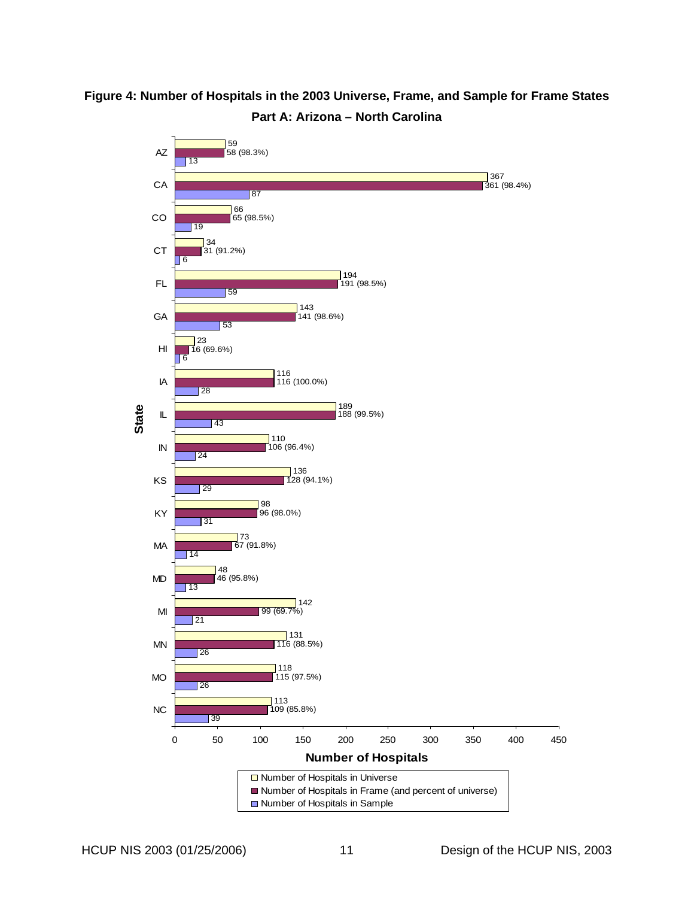# Figure 4: Number of Hospitals in the 2003 Universe, Frame, and Sample for Frame States

## Part A: Arizona – North Carolina

| State | Number of Hospitals in Universe | Number of Hospitals in Frame (and percent of universe) | Number of Hospitals in Sample |
|---|---|---|---|
| AZ | 59 | 58 (98.3%) | 13 |
| CA | 367 | 361 (98.4%) | 87 |
| CO | 66 | 65 (98.5%) | 19 |
| CT | 34 | 31 (91.2%) | 6 |
| FL | 194 | 191 (98.5%) | 59 |
| GA | 143 | 141 (98.6%) | 53 |
| HI | 23 | 16 (69.6%) | 6 |
| IA | 116 | 116 (100.0%) | 28 |
| IL | 189 | 188 (99.5%) | 43 |
| IN | 110 | 106 (96.4%) | 24 |
| KS | 136 | 128 (94.1%) | 29 |
| KY | 98 | 96 (98.0%) | 31 |
| MA | 73 | 67 (91.8%) | 14 |
| MD | 48 | 46 (95.8%) | 13 |
| MI | 142 | 99 (69.7%) | 21 |
| MN | 131 | 116 (88.5%) | 26 |
| MO | 118 | 115 (97.5%) | 26 |
| NC | 113 | 109 (85.8%) | 39 |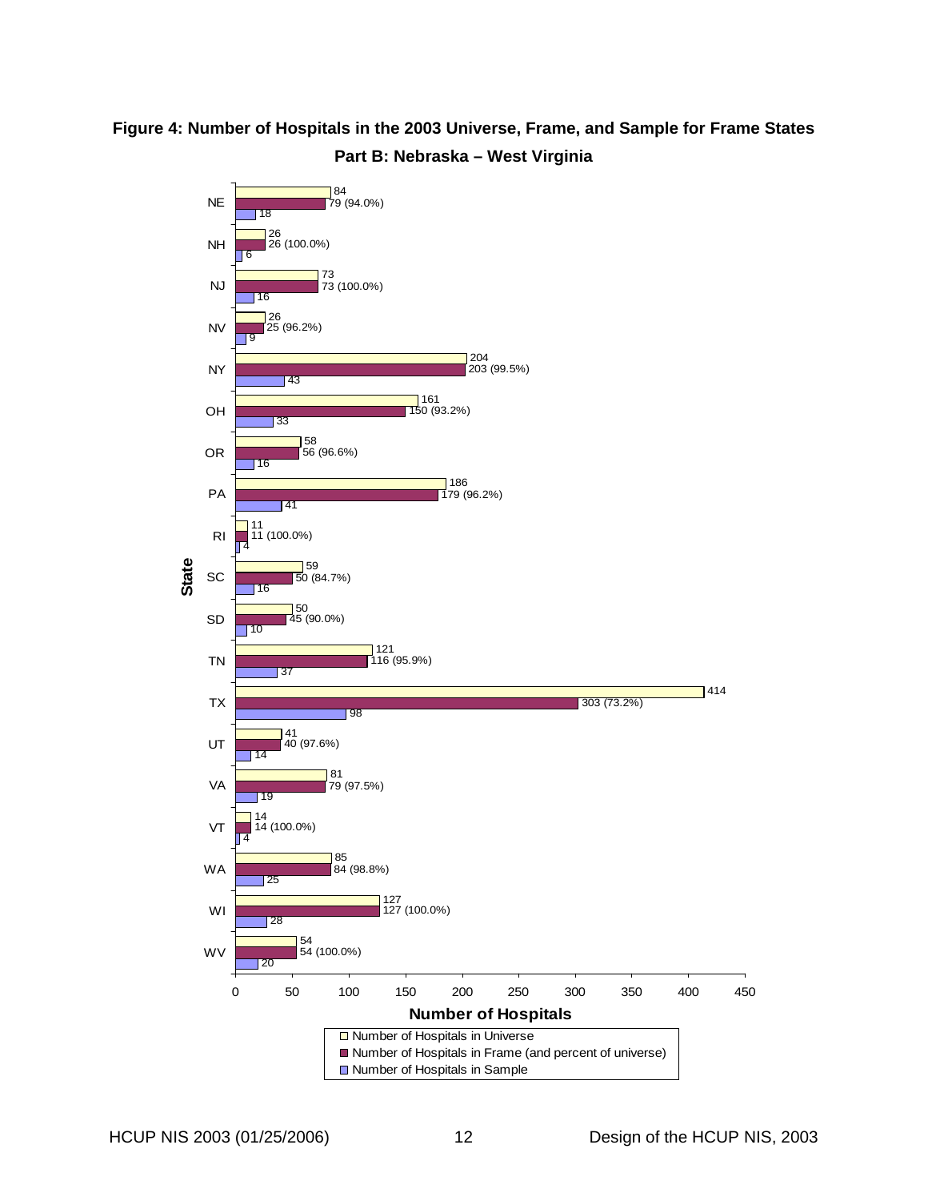**Figure 4: Number of Hospitals in the 2003 Universe, Frame, and Sample for Frame States**

**Part B: Nebraska – West Virginia**

| State | Number of Hospitals in Universe | Number of Hospitals in Frame (and percent of universe) | Number of Hospitals in Sample |
|---|---|---|---|
| NE | 84 | 79 (94.0%) | 18 |
| NH | 26 | 26 (100.0%) | 6 |
| NJ | 73 | 73 (100.0%) | 16 |
| NV | 26 | 25 (96.2%) | 9 |
| NY | 204 | 203 (99.5%) | 43 |
| OH | 161 | 150 (93.2%) | 33 |
| OR | 58 | 56 (96.6%) | 16 |
| PA | 186 | 179 (96.2%) | 41 |
| RI | 11 | 11 (100.0%) | 4 |
| SC | 59 | 50 (84.7%) | 16 |
| SD | 50 | 45 (90.0%) | 10 |
| TN | 121 | 116 (95.9%) | 37 |
| TX | 414 | 303 (73.2%) | 98 |
| UT | 41 | 40 (97.6%) | 14 |
| VA | 81 | 79 (97.5%) | 19 |
| VT | 14 | 14 (100.0%) | 4 |
| WA | 85 | 84 (98.8%) | 25 |
| WI | 127 | 127 (100.0%) | 28 |
| WV | 54 | 54 (100.0%) | 20 |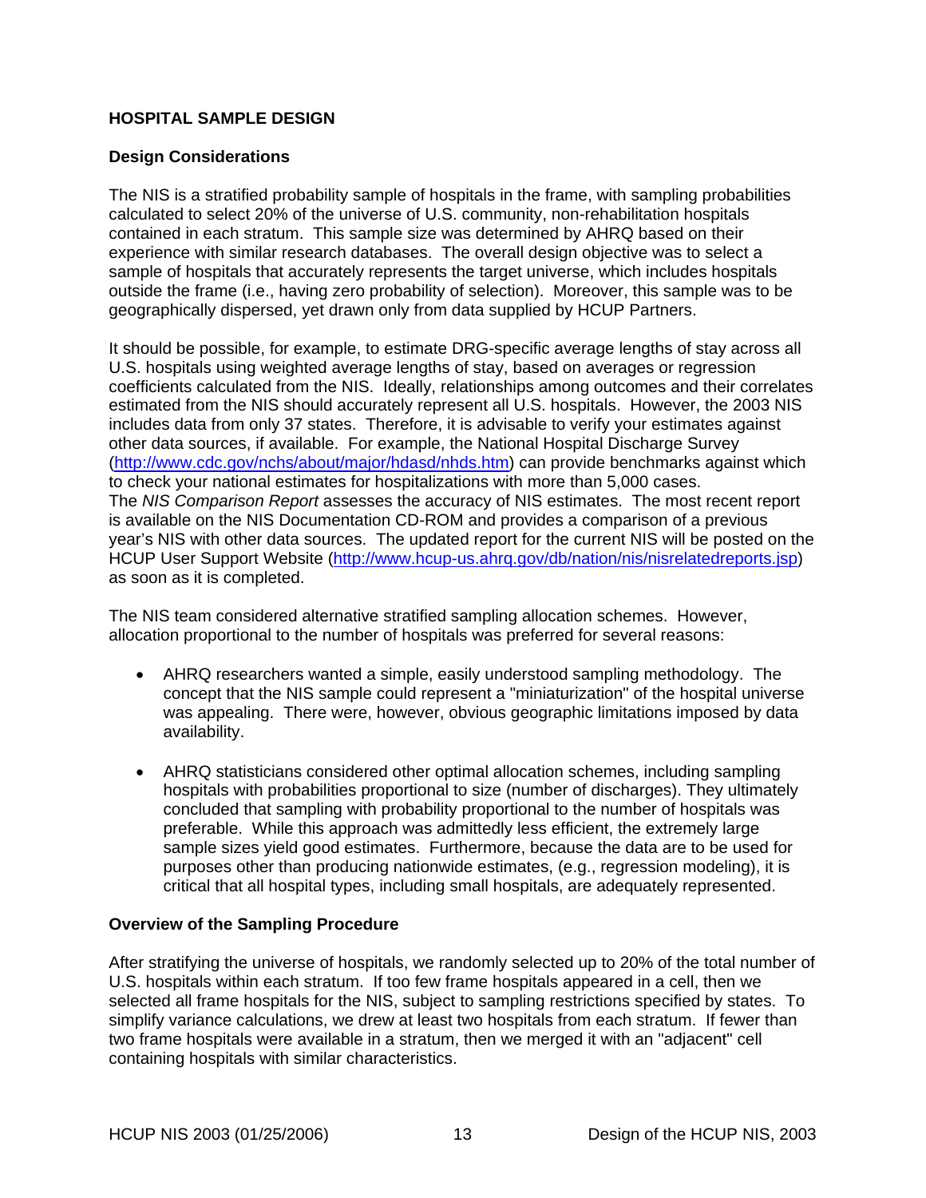## HOSPITAL SAMPLE DESIGN

### Design Considerations

The NIS is a stratified probability sample of hospitals in the frame, with sampling probabilities calculated to select 20% of the universe of U.S. community, non-rehabilitation hospitals contained in each stratum. This sample size was determined by AHRQ based on their experience with similar research databases. The overall design objective was to select a sample of hospitals that accurately represents the target universe, which includes hospitals outside the frame (i.e., having zero probability of selection). Moreover, this sample was to be geographically dispersed, yet drawn only from data supplied by HCUP Partners.

It should be possible, for example, to estimate DRG-specific average lengths of stay across all U.S. hospitals using weighted average lengths of stay, based on averages or regression coefficients calculated from the NIS. Ideally, relationships among outcomes and their correlates estimated from the NIS should accurately represent all U.S. hospitals. However, the 2003 NIS includes data from only 37 states. Therefore, it is advisable to verify your estimates against other data sources, if available. For example, the National Hospital Discharge Survey (http://www.cdc.gov/nchs/about/major/hdasd/nhds.htm) can provide benchmarks against which to check your national estimates for hospitalizations with more than 5,000 cases. The *NIS Comparison Report* assesses the accuracy of NIS estimates. The most recent report is available on the NIS Documentation CD-ROM and provides a comparison of a previous year's NIS with other data sources. The updated report for the current NIS will be posted on the HCUP User Support Website (http://www.hcup-us.ahrq.gov/db/nation/nis/nisrelatedreports.jsp) as soon as it is completed.

The NIS team considered alternative stratified sampling allocation schemes. However, allocation proportional to the number of hospitals was preferred for several reasons:

- AHRQ researchers wanted a simple, easily understood sampling methodology. The concept that the NIS sample could represent a "miniaturization" of the hospital universe was appealing. There were, however, obvious geographic limitations imposed by data availability.

- AHRQ statisticians considered other optimal allocation schemes, including sampling hospitals with probabilities proportional to size (number of discharges). They ultimately concluded that sampling with probability proportional to the number of hospitals was preferable. While this approach was admittedly less efficient, the extremely large sample sizes yield good estimates. Furthermore, because the data are to be used for purposes other than producing nationwide estimates, (e.g., regression modeling), it is critical that all hospital types, including small hospitals, are adequately represented.

### Overview of the Sampling Procedure

After stratifying the universe of hospitals, we randomly selected up to 20% of the total number of U.S. hospitals within each stratum. If too few frame hospitals appeared in a cell, then we selected all frame hospitals for the NIS, subject to sampling restrictions specified by states. To simplify variance calculations, we drew at least two hospitals from each stratum. If fewer than two frame hospitals were available in a stratum, then we merged it with an "adjacent" cell containing hospitals with similar characteristics.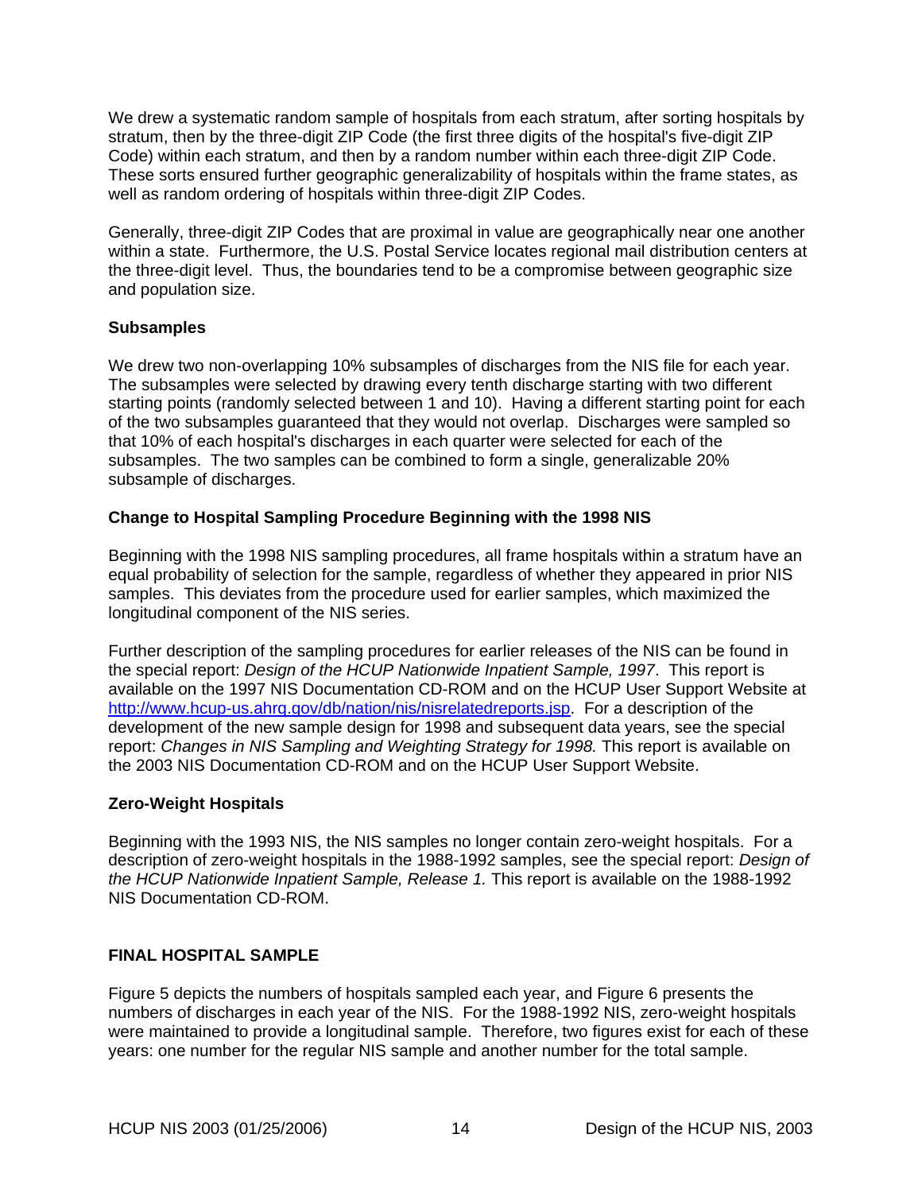We drew a systematic random sample of hospitals from each stratum, after sorting hospitals by stratum, then by the three-digit ZIP Code (the first three digits of the hospital's five-digit ZIP Code) within each stratum, and then by a random number within each three-digit ZIP Code. These sorts ensured further geographic generalizability of hospitals within the frame states, as well as random ordering of hospitals within three-digit ZIP Codes.

Generally, three-digit ZIP Codes that are proximal in value are geographically near one another within a state. Furthermore, the U.S. Postal Service locates regional mail distribution centers at the three-digit level. Thus, the boundaries tend to be a compromise between geographic size and population size.

### Subsamples

We drew two non-overlapping 10% subsamples of discharges from the NIS file for each year. The subsamples were selected by drawing every tenth discharge starting with two different starting points (randomly selected between 1 and 10). Having a different starting point for each of the two subsamples guaranteed that they would not overlap. Discharges were sampled so that 10% of each hospital's discharges in each quarter were selected for each of the subsamples. The two samples can be combined to form a single, generalizable 20% subsample of discharges.

### Change to Hospital Sampling Procedure Beginning with the 1998 NIS

Beginning with the 1998 NIS sampling procedures, all frame hospitals within a stratum have an equal probability of selection for the sample, regardless of whether they appeared in prior NIS samples. This deviates from the procedure used for earlier samples, which maximized the longitudinal component of the NIS series.

Further description of the sampling procedures for earlier releases of the NIS can be found in the special report: *Design of the HCUP Nationwide Inpatient Sample, 1997*. This report is available on the 1997 NIS Documentation CD-ROM and on the HCUP User Support Website at http://www.hcup-us.ahrq.gov/db/nation/nis/nisrelatedreports.jsp. For a description of the development of the new sample design for 1998 and subsequent data years, see the special report: *Changes in NIS Sampling and Weighting Strategy for 1998.* This report is available on the 2003 NIS Documentation CD-ROM and on the HCUP User Support Website.

### Zero-Weight Hospitals

Beginning with the 1993 NIS, the NIS samples no longer contain zero-weight hospitals. For a description of zero-weight hospitals in the 1988-1992 samples, see the special report: *Design of the HCUP Nationwide Inpatient Sample, Release 1.* This report is available on the 1988-1992 NIS Documentation CD-ROM.

## FINAL HOSPITAL SAMPLE

Figure 5 depicts the numbers of hospitals sampled each year, and Figure 6 presents the numbers of discharges in each year of the NIS. For the 1988-1992 NIS, zero-weight hospitals were maintained to provide a longitudinal sample. Therefore, two figures exist for each of these years: one number for the regular NIS sample and another number for the total sample.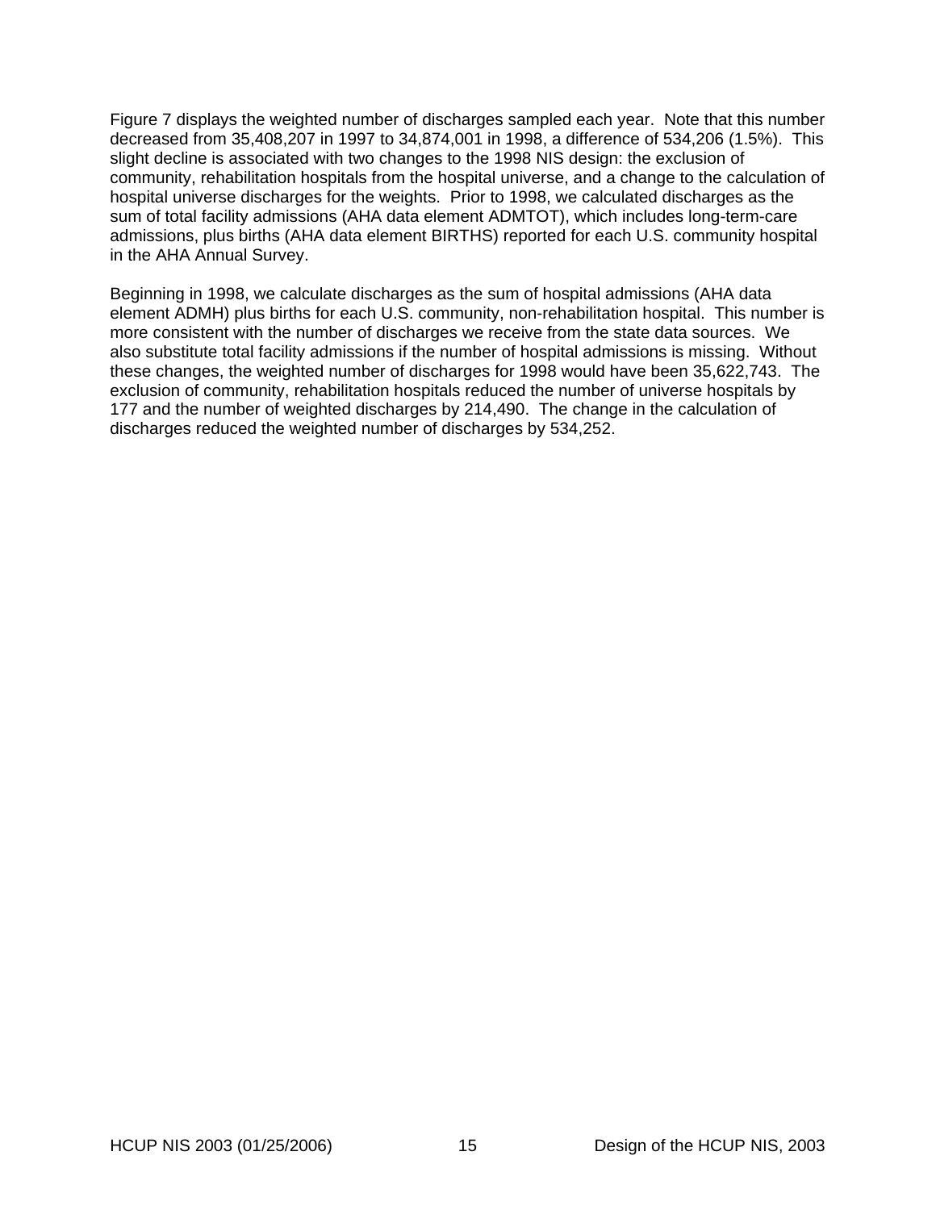Figure 7 displays the weighted number of discharges sampled each year. Note that this number decreased from 35,408,207 in 1997 to 34,874,001 in 1998, a difference of 534,206 (1.5%). This slight decline is associated with two changes to the 1998 NIS design: the exclusion of community, rehabilitation hospitals from the hospital universe, and a change to the calculation of hospital universe discharges for the weights. Prior to 1998, we calculated discharges as the sum of total facility admissions (AHA data element ADMTOT), which includes long-term-care admissions, plus births (AHA data element BIRTHS) reported for each U.S. community hospital in the AHA Annual Survey.

Beginning in 1998, we calculate discharges as the sum of hospital admissions (AHA data element ADMH) plus births for each U.S. community, non-rehabilitation hospital. This number is more consistent with the number of discharges we receive from the state data sources. We also substitute total facility admissions if the number of hospital admissions is missing. Without these changes, the weighted number of discharges for 1998 would have been 35,622,743. The exclusion of community, rehabilitation hospitals reduced the number of universe hospitals by 177 and the number of weighted discharges by 214,490. The change in the calculation of discharges reduced the weighted number of discharges by 534,252.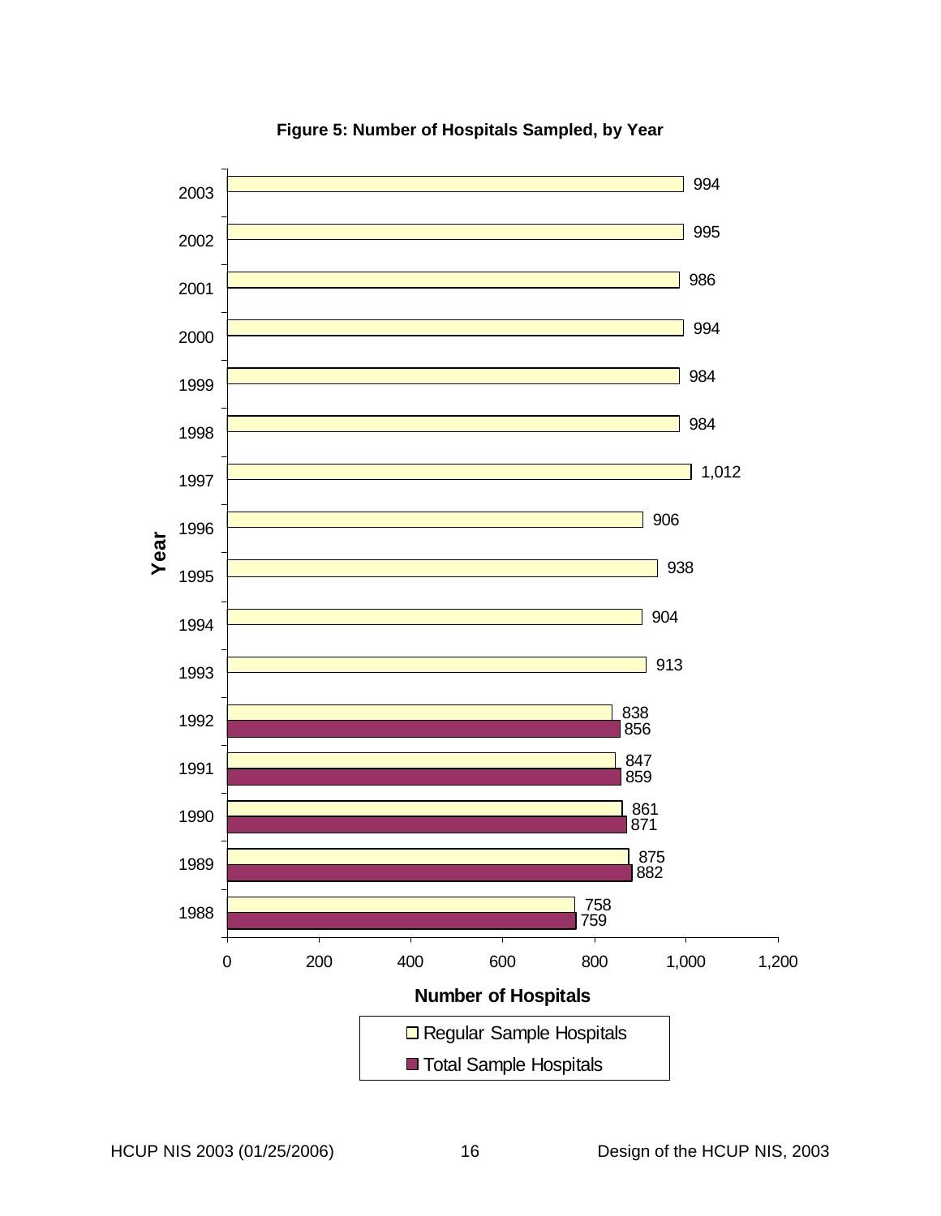**Figure 5: Number of Hospitals Sampled, by Year**

| Year | Regular Sample Hospitals | Total Sample Hospitals |
|---|---|---|
| 2003 | 994 | |
| 2002 | 995 | |
| 2001 | 986 | |
| 2000 | 994 | |
| 1999 | 984 | |
| 1998 | 984 | |
| 1997 | 1,012 | |
| 1996 | 906 | |
| 1995 | 938 | |
| 1994 | 904 | |
| 1993 | 913 | |
| 1992 | 838 | 856 |
| 1991 | 847 | 859 |
| 1990 | 861 | 871 |
| 1989 | 875 | 882 |
| 1988 | 758 | 759 |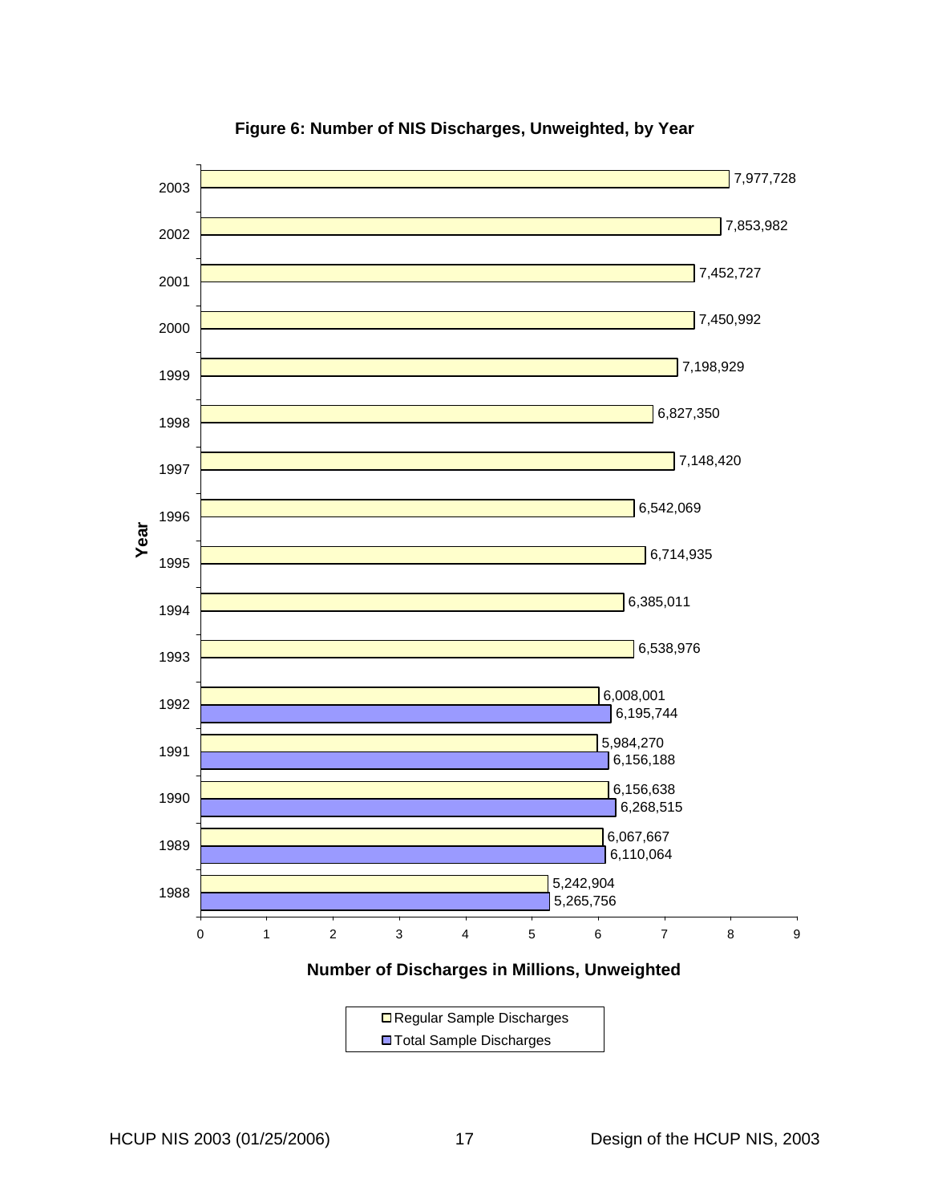**Figure 6: Number of NIS Discharges, Unweighted, by Year**

| Year | Regular Sample Discharges | Total Sample Discharges |
| --- | --- | --- |
| 2003 | 7,977,728 | |
| 2002 | 7,853,982 | |
| 2001 | 7,452,727 | |
| 2000 | 7,450,992 | |
| 1999 | 7,198,929 | |
| 1998 | 6,827,350 | |
| 1997 | 7,148,420 | |
| 1996 | 6,542,069 | |
| 1995 | 6,714,935 | |
| 1994 | 6,385,011 | |
| 1993 | 6,538,976 | |
| 1992 | 6,008,001 | 6,195,744 |
| 1991 | 5,984,270 | 6,156,188 |
| 1990 | 6,156,638 | 6,268,515 |
| 1989 | 6,067,667 | 6,110,064 |
| 1988 | 5,242,904 | 5,265,756 |

Number of Discharges in Millions, Unweighted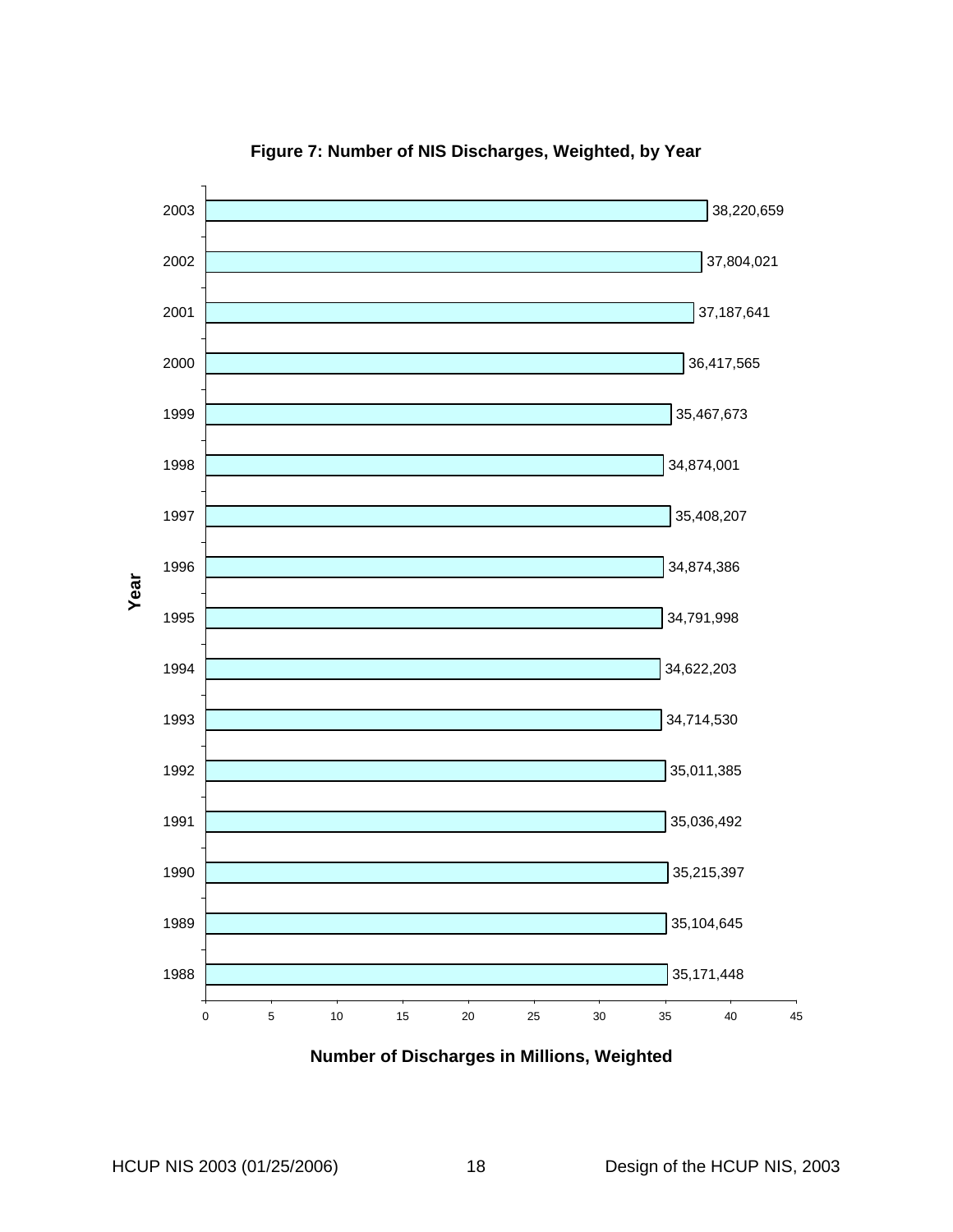**Figure 7: Number of NIS Discharges, Weighted, by Year**

| Year | Number of Discharges, Weighted |
|---|---|
| 2003 | 38,220,659 |
| 2002 | 37,804,021 |
| 2001 | 37,187,641 |
| 2000 | 36,417,565 |
| 1999 | 35,467,673 |
| 1998 | 34,874,001 |
| 1997 | 35,408,207 |
| 1996 | 34,874,386 |
| 1995 | 34,791,998 |
| 1994 | 34,622,203 |
| 1993 | 34,714,530 |
| 1992 | 35,011,385 |
| 1991 | 35,036,492 |
| 1990 | 35,215,397 |
| 1989 | 35,104,645 |
| 1988 | 35,171,448 |

**Number of Discharges in Millions, Weighted**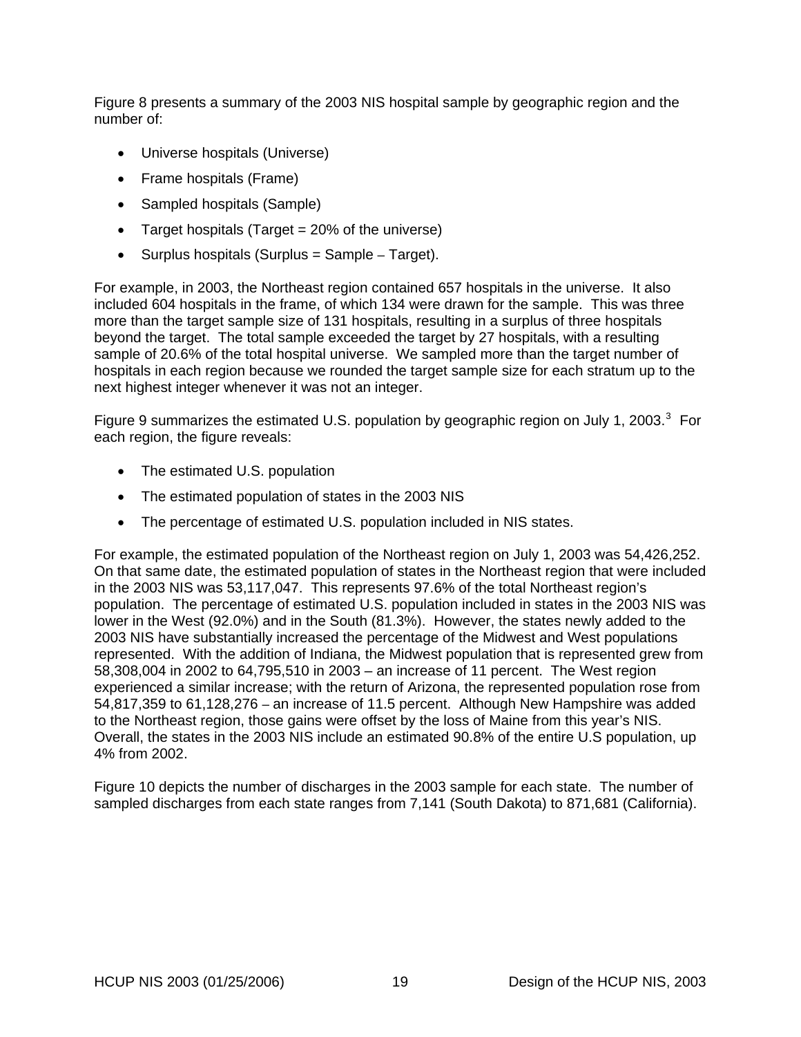Figure 8 presents a summary of the 2003 NIS hospital sample by geographic region and the number of:

- Universe hospitals (Universe)
- Frame hospitals (Frame)
- Sampled hospitals (Sample)
- Target hospitals (Target = 20% of the universe)
- Surplus hospitals (Surplus = Sample – Target).

For example, in 2003, the Northeast region contained 657 hospitals in the universe. It also included 604 hospitals in the frame, of which 134 were drawn for the sample. This was three more than the target sample size of 131 hospitals, resulting in a surplus of three hospitals beyond the target. The total sample exceeded the target by 27 hospitals, with a resulting sample of 20.6% of the total hospital universe. We sampled more than the target number of hospitals in each region because we rounded the target sample size for each stratum up to the next highest integer whenever it was not an integer.

Figure 9 summarizes the estimated U.S. population by geographic region on July 1, 2003.[3] For each region, the figure reveals:

- The estimated U.S. population
- The estimated population of states in the 2003 NIS
- The percentage of estimated U.S. population included in NIS states.

For example, the estimated population of the Northeast region on July 1, 2003 was 54,426,252. On that same date, the estimated population of states in the Northeast region that were included in the 2003 NIS was 53,117,047. This represents 97.6% of the total Northeast region's population. The percentage of estimated U.S. population included in states in the 2003 NIS was lower in the West (92.0%) and in the South (81.3%). However, the states newly added to the 2003 NIS have substantially increased the percentage of the Midwest and West populations represented. With the addition of Indiana, the Midwest population that is represented grew from 58,308,004 in 2002 to 64,795,510 in 2003 – an increase of 11 percent. The West region experienced a similar increase; with the return of Arizona, the represented population rose from 54,817,359 to 61,128,276 – an increase of 11.5 percent. Although New Hampshire was added to the Northeast region, those gains were offset by the loss of Maine from this year's NIS. Overall, the states in the 2003 NIS include an estimated 90.8% of the entire U.S population, up 4% from 2002.

Figure 10 depicts the number of discharges in the 2003 sample for each state. The number of sampled discharges from each state ranges from 7,141 (South Dakota) to 871,681 (California).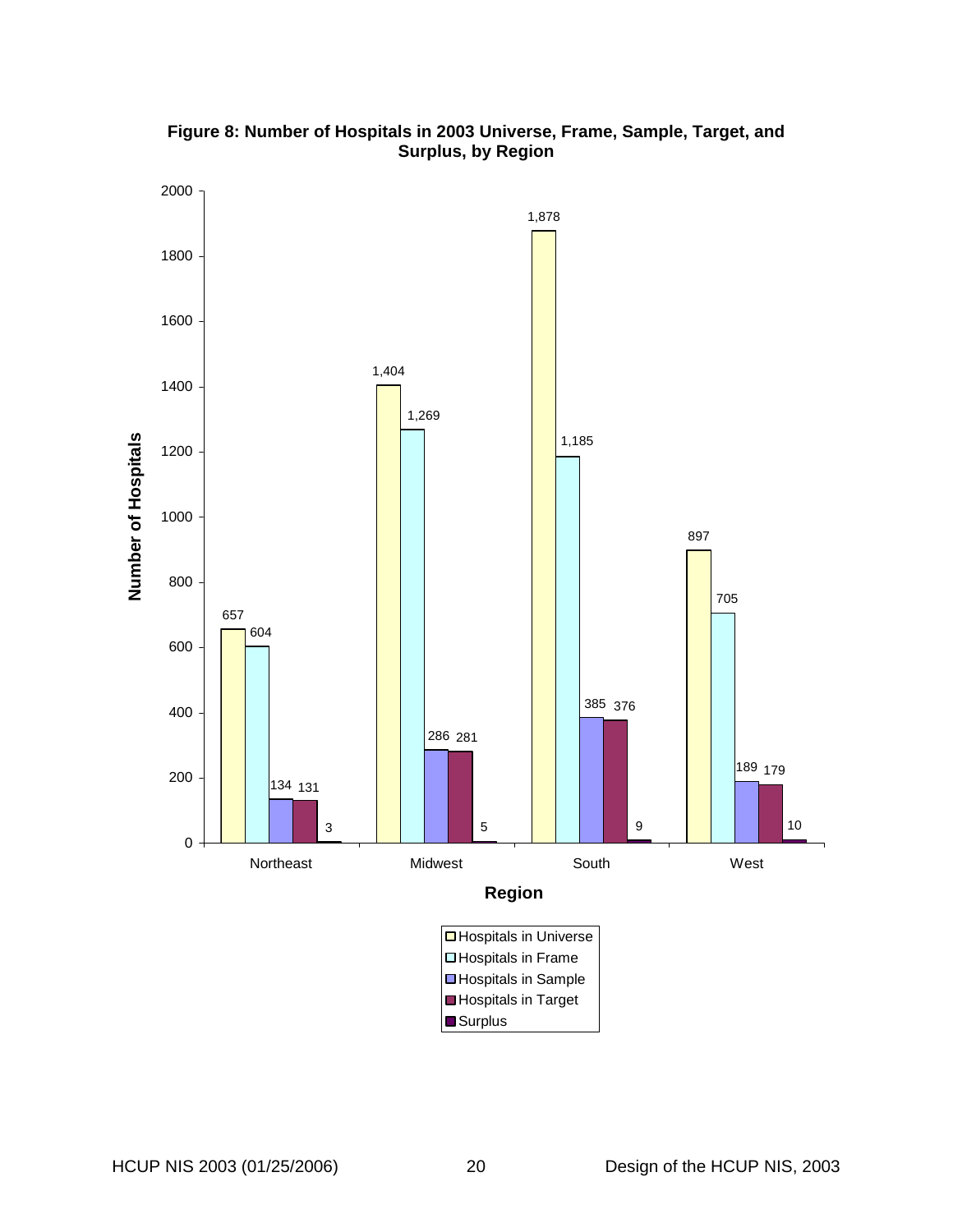**Figure 8: Number of Hospitals in 2003 Universe, Frame, Sample, Target, and Surplus, by Region**

| Region | Hospitals in Universe | Hospitals in Frame | Hospitals in Sample | Hospitals in Target | Surplus |
|---|---|---|---|---|---|
| Northeast | 657 | 604 | 134 | 131 | 3 |
| Midwest | 1,404 | 1,269 | 286 | 281 | 5 |
| South | 1,878 | 1,185 | 385 | 376 | 9 |
| West | 897 | 705 | 189 | 179 | 10 |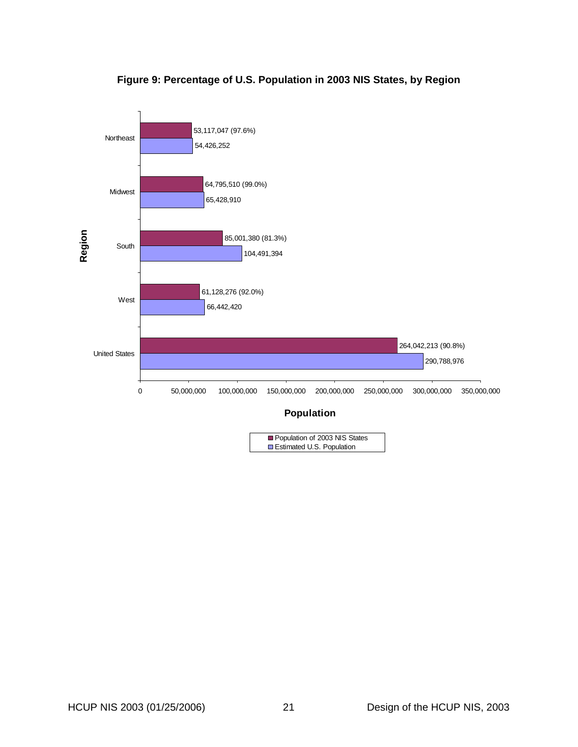**Figure 9: Percentage of U.S. Population in 2003 NIS States, by Region**

| Region | Population of 2003 NIS States | Estimated U.S. Population |
|---|---|---|
| Northeast | 53,117,047 (97.6%) | 54,426,252 |
| Midwest | 64,795,510 (99.0%) | 65,428,910 |
| South | 85,001,380 (81.3%) | 104,491,394 |
| West | 61,128,276 (92.0%) | 66,442,420 |
| United States | 264,042,213 (90.8%) | 290,788,976 |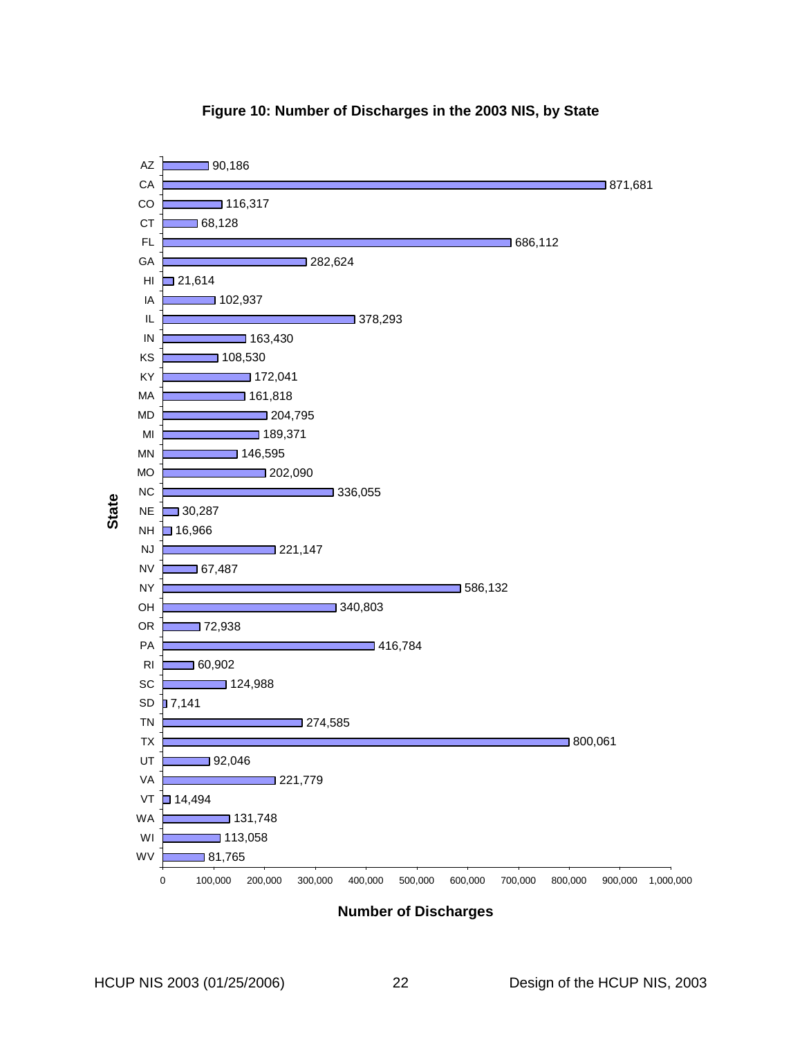**Figure 10: Number of Discharges in the 2003 NIS, by State**

| State | Number of Discharges |
|---|---|
| AZ | 90,186 |
| CA | 871,681 |
| CO | 116,317 |
| CT | 68,128 |
| FL | 686,112 |
| GA | 282,624 |
| HI | 21,614 |
| IA | 102,937 |
| IL | 378,293 |
| IN | 163,430 |
| KS | 108,530 |
| KY | 172,041 |
| MA | 161,818 |
| MD | 204,795 |
| MI | 189,371 |
| MN | 146,595 |
| MO | 202,090 |
| NC | 336,055 |
| NE | 30,287 |
| NH | 16,966 |
| NJ | 221,147 |
| NV | 67,487 |
| NY | 586,132 |
| OH | 340,803 |
| OR | 72,938 |
| PA | 416,784 |
| RI | 60,902 |
| SC | 124,988 |
| SD | 7,141 |
| TN | 274,585 |
| TX | 800,061 |
| UT | 92,046 |
| VA | 221,779 |
| VT | 14,494 |
| WA | 131,748 |
| WI | 113,058 |
| WV | 81,765 |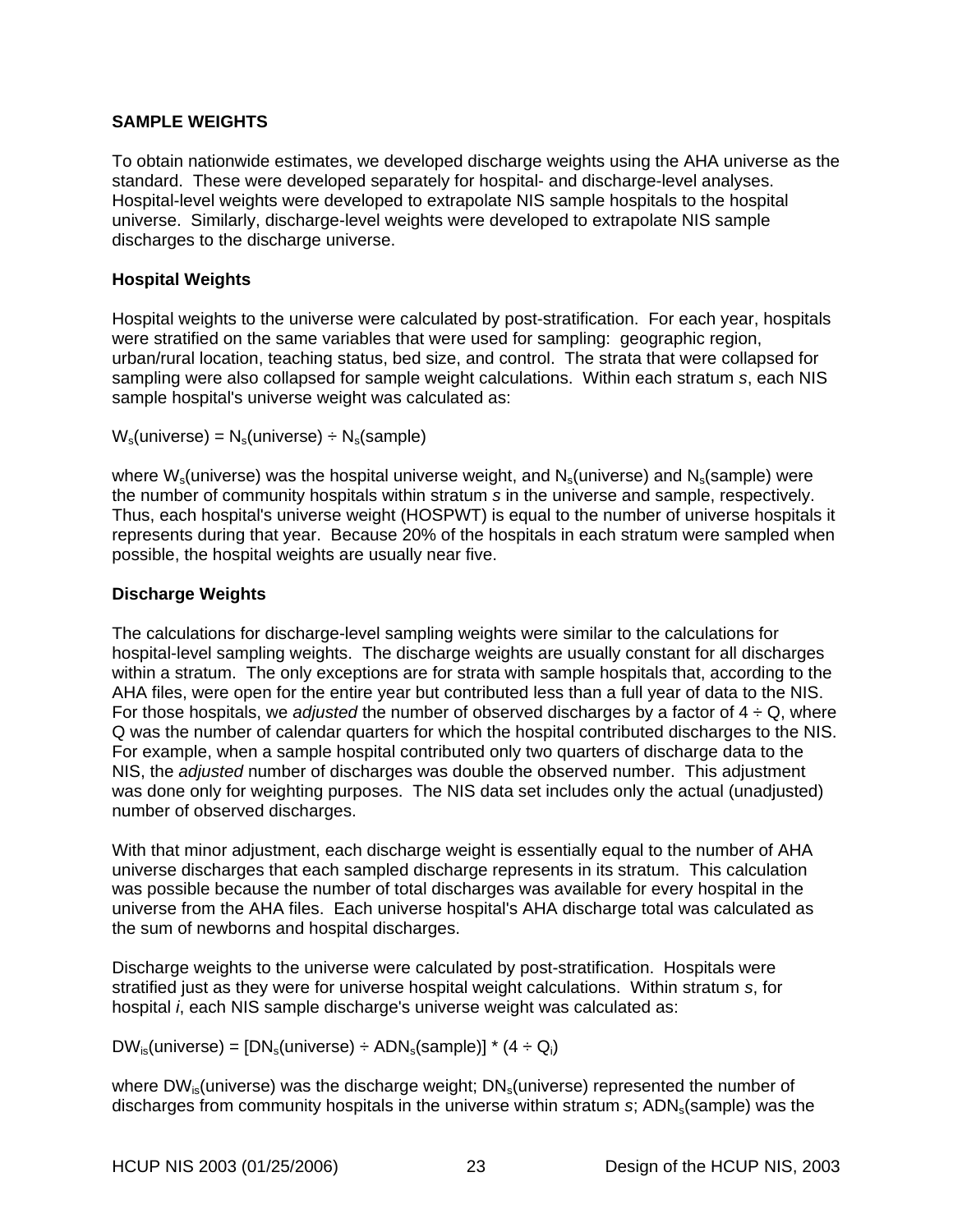## SAMPLE WEIGHTS

To obtain nationwide estimates, we developed discharge weights using the AHA universe as the standard. These were developed separately for hospital- and discharge-level analyses. Hospital-level weights were developed to extrapolate NIS sample hospitals to the hospital universe. Similarly, discharge-level weights were developed to extrapolate NIS sample discharges to the discharge universe.

### Hospital Weights

Hospital weights to the universe were calculated by post-stratification. For each year, hospitals were stratified on the same variables that were used for sampling: geographic region, urban/rural location, teaching status, bed size, and control. The strata that were collapsed for sampling were also collapsed for sample weight calculations. Within each stratum *s*, each NIS sample hospital's universe weight was calculated as:

$$W_s(\text{universe}) = N_s(\text{universe}) \div N_s(\text{sample})$$

where $W_s$(universe) was the hospital universe weight, and $N_s$(universe) and $N_s$(sample) were the number of community hospitals within stratum *s* in the universe and sample, respectively. Thus, each hospital's universe weight (HOSPWT) is equal to the number of universe hospitals it represents during that year. Because 20% of the hospitals in each stratum were sampled when possible, the hospital weights are usually near five.

### Discharge Weights

The calculations for discharge-level sampling weights were similar to the calculations for hospital-level sampling weights. The discharge weights are usually constant for all discharges within a stratum. The only exceptions are for strata with sample hospitals that, according to the AHA files, were open for the entire year but contributed less than a full year of data to the NIS. For those hospitals, we *adjusted* the number of observed discharges by a factor of $4 \div Q$, where Q was the number of calendar quarters for which the hospital contributed discharges to the NIS. For example, when a sample hospital contributed only two quarters of discharge data to the NIS, the *adjusted* number of discharges was double the observed number. This adjustment was done only for weighting purposes. The NIS data set includes only the actual (unadjusted) number of observed discharges.

With that minor adjustment, each discharge weight is essentially equal to the number of AHA universe discharges that each sampled discharge represents in its stratum. This calculation was possible because the number of total discharges was available for every hospital in the universe from the AHA files. Each universe hospital's AHA discharge total was calculated as the sum of newborns and hospital discharges.

Discharge weights to the universe were calculated by post-stratification. Hospitals were stratified just as they were for universe hospital weight calculations. Within stratum *s*, for hospital *i*, each NIS sample discharge's universe weight was calculated as:

$$DW_{is}(\text{universe}) = [DN_s(\text{universe}) \div ADN_s(\text{sample})] * (4 \div Q_i)$$

where $DW_{is}$(universe) was the discharge weight; $DN_s$(universe) represented the number of discharges from community hospitals in the universe within stratum *s*; $ADN_s$(sample) was the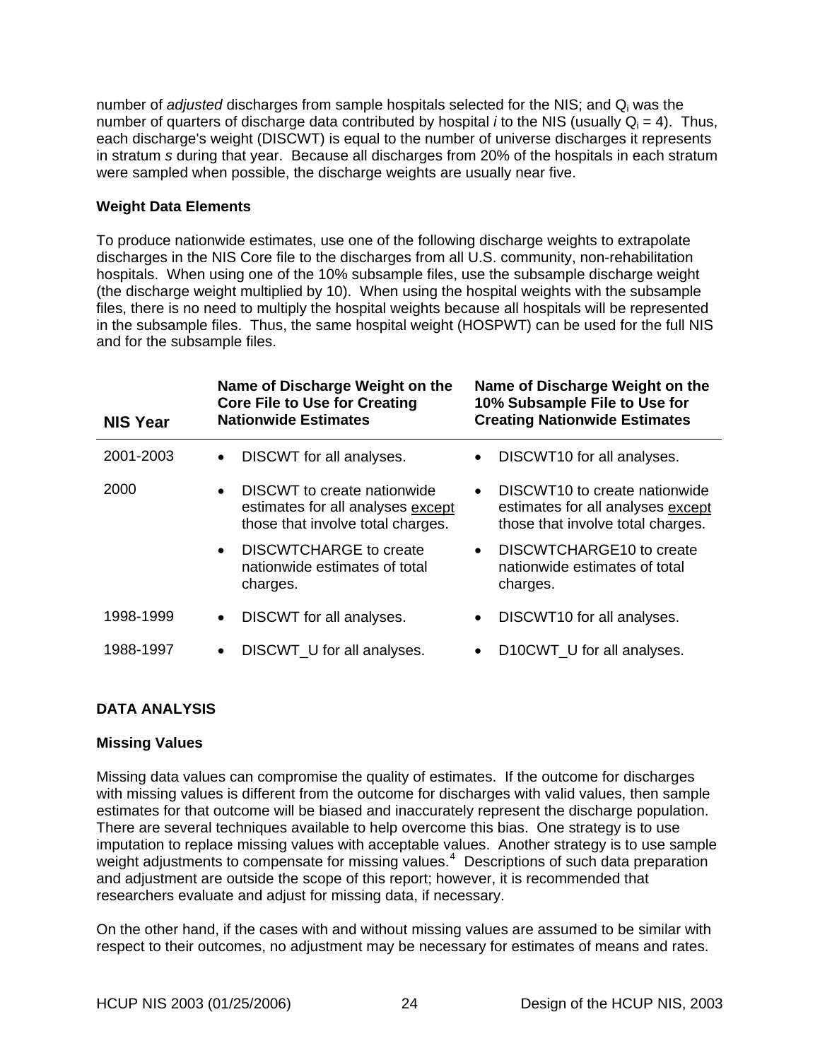number of *adjusted* discharges from sample hospitals selected for the NIS; and $Q_i$ was the number of quarters of discharge data contributed by hospital *i* to the NIS (usually $Q_i = 4$). Thus, each discharge's weight (DISCWT) is equal to the number of universe discharges it represents in stratum *s* during that year. Because all discharges from 20% of the hospitals in each stratum were sampled when possible, the discharge weights are usually near five.

### Weight Data Elements

To produce nationwide estimates, use one of the following discharge weights to extrapolate discharges in the NIS Core file to the discharges from all U.S. community, non-rehabilitation hospitals. When using one of the 10% subsample files, use the subsample discharge weight (the discharge weight multiplied by 10). When using the hospital weights with the subsample files, there is no need to multiply the hospital weights because all hospitals will be represented in the subsample files. Thus, the same hospital weight (HOSPWT) can be used for the full NIS and for the subsample files.

| NIS Year | Name of Discharge Weight on the Core File to Use for Creating Nationwide Estimates | Name of Discharge Weight on the 10% Subsample File to Use for Creating Nationwide Estimates |
|---|---|---|
| 2001-2003 | • DISCWT for all analyses. | • DISCWT10 for all analyses. |
| 2000 | • DISCWT to create nationwide estimates for all analyses <u>except</u> those that involve total charges.<br>• DISCWTCHARGE to create nationwide estimates of total charges. | • DISCWT10 to create nationwide estimates for all analyses <u>except</u> those that involve total charges.<br>• DISCWTCHARGE10 to create nationwide estimates of total charges. |
| 1998-1999 | • DISCWT for all analyses. | • DISCWT10 for all analyses. |
| 1988-1997 | • DISCWT_U for all analyses. | • D10CWT_U for all analyses. |

## DATA ANALYSIS

### Missing Values

Missing data values can compromise the quality of estimates. If the outcome for discharges with missing values is different from the outcome for discharges with valid values, then sample estimates for that outcome will be biased and inaccurately represent the discharge population. There are several techniques available to help overcome this bias. One strategy is to use imputation to replace missing values with acceptable values. Another strategy is to use sample weight adjustments to compensate for missing values.[4] Descriptions of such data preparation and adjustment are outside the scope of this report; however, it is recommended that researchers evaluate and adjust for missing data, if necessary.

On the other hand, if the cases with and without missing values are assumed to be similar with respect to their outcomes, no adjustment may be necessary for estimates of means and rates.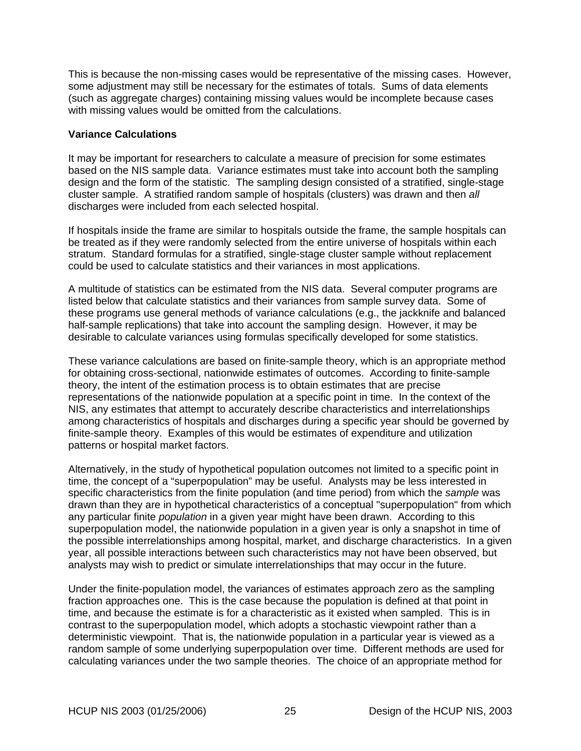This is because the non-missing cases would be representative of the missing cases. However, some adjustment may still be necessary for the estimates of totals. Sums of data elements (such as aggregate charges) containing missing values would be incomplete because cases with missing values would be omitted from the calculations.

**Variance Calculations**

It may be important for researchers to calculate a measure of precision for some estimates based on the NIS sample data. Variance estimates must take into account both the sampling design and the form of the statistic. The sampling design consisted of a stratified, single-stage cluster sample. A stratified random sample of hospitals (clusters) was drawn and then *all* discharges were included from each selected hospital.

If hospitals inside the frame are similar to hospitals outside the frame, the sample hospitals can be treated as if they were randomly selected from the entire universe of hospitals within each stratum. Standard formulas for a stratified, single-stage cluster sample without replacement could be used to calculate statistics and their variances in most applications.

A multitude of statistics can be estimated from the NIS data. Several computer programs are listed below that calculate statistics and their variances from sample survey data. Some of these programs use general methods of variance calculations (e.g., the jackknife and balanced half-sample replications) that take into account the sampling design. However, it may be desirable to calculate variances using formulas specifically developed for some statistics.

These variance calculations are based on finite-sample theory, which is an appropriate method for obtaining cross-sectional, nationwide estimates of outcomes. According to finite-sample theory, the intent of the estimation process is to obtain estimates that are precise representations of the nationwide population at a specific point in time. In the context of the NIS, any estimates that attempt to accurately describe characteristics and interrelationships among characteristics of hospitals and discharges during a specific year should be governed by finite-sample theory. Examples of this would be estimates of expenditure and utilization patterns or hospital market factors.

Alternatively, in the study of hypothetical population outcomes not limited to a specific point in time, the concept of a "superpopulation" may be useful. Analysts may be less interested in specific characteristics from the finite population (and time period) from which the *sample* was drawn than they are in hypothetical characteristics of a conceptual "superpopulation" from which any particular finite *population* in a given year might have been drawn. According to this superpopulation model, the nationwide population in a given year is only a snapshot in time of the possible interrelationships among hospital, market, and discharge characteristics. In a given year, all possible interactions between such characteristics may not have been observed, but analysts may wish to predict or simulate interrelationships that may occur in the future.

Under the finite-population model, the variances of estimates approach zero as the sampling fraction approaches one. This is the case because the population is defined at that point in time, and because the estimate is for a characteristic as it existed when sampled. This is in contrast to the superpopulation model, which adopts a stochastic viewpoint rather than a deterministic viewpoint. That is, the nationwide population in a particular year is viewed as a random sample of some underlying superpopulation over time. Different methods are used for calculating variances under the two sample theories. The choice of an appropriate method for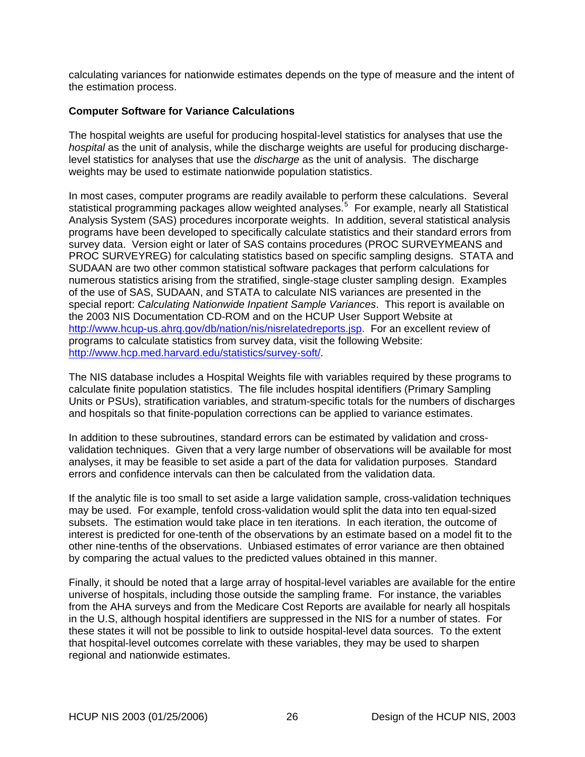calculating variances for nationwide estimates depends on the type of measure and the intent of the estimation process.

**Computer Software for Variance Calculations**

The hospital weights are useful for producing hospital-level statistics for analyses that use the *hospital* as the unit of analysis, while the discharge weights are useful for producing discharge-level statistics for analyses that use the *discharge* as the unit of analysis. The discharge weights may be used to estimate nationwide population statistics.

In most cases, computer programs are readily available to perform these calculations. Several statistical programming packages allow weighted analyses.[5] For example, nearly all Statistical Analysis System (SAS) procedures incorporate weights. In addition, several statistical analysis programs have been developed to specifically calculate statistics and their standard errors from survey data. Version eight or later of SAS contains procedures (PROC SURVEYMEANS and PROC SURVEYREG) for calculating statistics based on specific sampling designs. STATA and SUDAAN are two other common statistical software packages that perform calculations for numerous statistics arising from the stratified, single-stage cluster sampling design. Examples of the use of SAS, SUDAAN, and STATA to calculate NIS variances are presented in the special report: *Calculating Nationwide Inpatient Sample Variances*. This report is available on the 2003 NIS Documentation CD-ROM and on the HCUP User Support Website at http://www.hcup-us.ahrq.gov/db/nation/nis/nisrelatedreports.jsp. For an excellent review of programs to calculate statistics from survey data, visit the following Website: http://www.hcp.med.harvard.edu/statistics/survey-soft/.

The NIS database includes a Hospital Weights file with variables required by these programs to calculate finite population statistics. The file includes hospital identifiers (Primary Sampling Units or PSUs), stratification variables, and stratum-specific totals for the numbers of discharges and hospitals so that finite-population corrections can be applied to variance estimates.

In addition to these subroutines, standard errors can be estimated by validation and cross-validation techniques. Given that a very large number of observations will be available for most analyses, it may be feasible to set aside a part of the data for validation purposes. Standard errors and confidence intervals can then be calculated from the validation data.

If the analytic file is too small to set aside a large validation sample, cross-validation techniques may be used. For example, tenfold cross-validation would split the data into ten equal-sized subsets. The estimation would take place in ten iterations. In each iteration, the outcome of interest is predicted for one-tenth of the observations by an estimate based on a model fit to the other nine-tenths of the observations. Unbiased estimates of error variance are then obtained by comparing the actual values to the predicted values obtained in this manner.

Finally, it should be noted that a large array of hospital-level variables are available for the entire universe of hospitals, including those outside the sampling frame. For instance, the variables from the AHA surveys and from the Medicare Cost Reports are available for nearly all hospitals in the U.S, although hospital identifiers are suppressed in the NIS for a number of states. For these states it will not be possible to link to outside hospital-level data sources. To the extent that hospital-level outcomes correlate with these variables, they may be used to sharpen regional and nationwide estimates.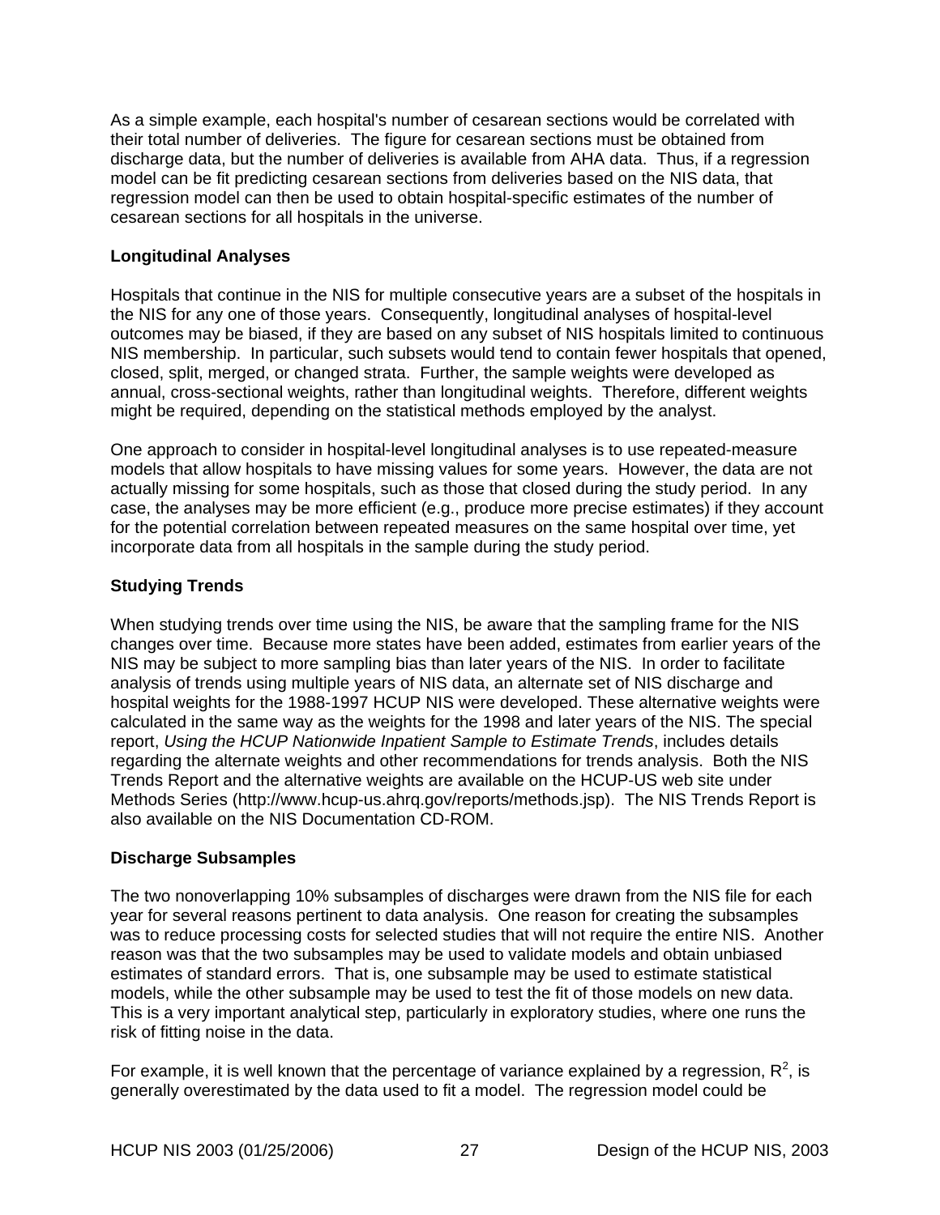As a simple example, each hospital's number of cesarean sections would be correlated with their total number of deliveries. The figure for cesarean sections must be obtained from discharge data, but the number of deliveries is available from AHA data. Thus, if a regression model can be fit predicting cesarean sections from deliveries based on the NIS data, that regression model can then be used to obtain hospital-specific estimates of the number of cesarean sections for all hospitals in the universe.

**Longitudinal Analyses**

Hospitals that continue in the NIS for multiple consecutive years are a subset of the hospitals in the NIS for any one of those years. Consequently, longitudinal analyses of hospital-level outcomes may be biased, if they are based on any subset of NIS hospitals limited to continuous NIS membership. In particular, such subsets would tend to contain fewer hospitals that opened, closed, split, merged, or changed strata. Further, the sample weights were developed as annual, cross-sectional weights, rather than longitudinal weights. Therefore, different weights might be required, depending on the statistical methods employed by the analyst.

One approach to consider in hospital-level longitudinal analyses is to use repeated-measure models that allow hospitals to have missing values for some years. However, the data are not actually missing for some hospitals, such as those that closed during the study period. In any case, the analyses may be more efficient (e.g., produce more precise estimates) if they account for the potential correlation between repeated measures on the same hospital over time, yet incorporate data from all hospitals in the sample during the study period.

**Studying Trends**

When studying trends over time using the NIS, be aware that the sampling frame for the NIS changes over time. Because more states have been added, estimates from earlier years of the NIS may be subject to more sampling bias than later years of the NIS. In order to facilitate analysis of trends using multiple years of NIS data, an alternate set of NIS discharge and hospital weights for the 1988-1997 HCUP NIS were developed. These alternative weights were calculated in the same way as the weights for the 1998 and later years of the NIS. The special report, *Using the HCUP Nationwide Inpatient Sample to Estimate Trends*, includes details regarding the alternate weights and other recommendations for trends analysis. Both the NIS Trends Report and the alternative weights are available on the HCUP-US web site under Methods Series (http://www.hcup-us.ahrq.gov/reports/methods.jsp). The NIS Trends Report is also available on the NIS Documentation CD-ROM.

**Discharge Subsamples**

The two nonoverlapping 10% subsamples of discharges were drawn from the NIS file for each year for several reasons pertinent to data analysis. One reason for creating the subsamples was to reduce processing costs for selected studies that will not require the entire NIS. Another reason was that the two subsamples may be used to validate models and obtain unbiased estimates of standard errors. That is, one subsample may be used to estimate statistical models, while the other subsample may be used to test the fit of those models on new data. This is a very important analytical step, particularly in exploratory studies, where one runs the risk of fitting noise in the data.

For example, it is well known that the percentage of variance explained by a regression, $R^2$, is generally overestimated by the data used to fit a model. The regression model could be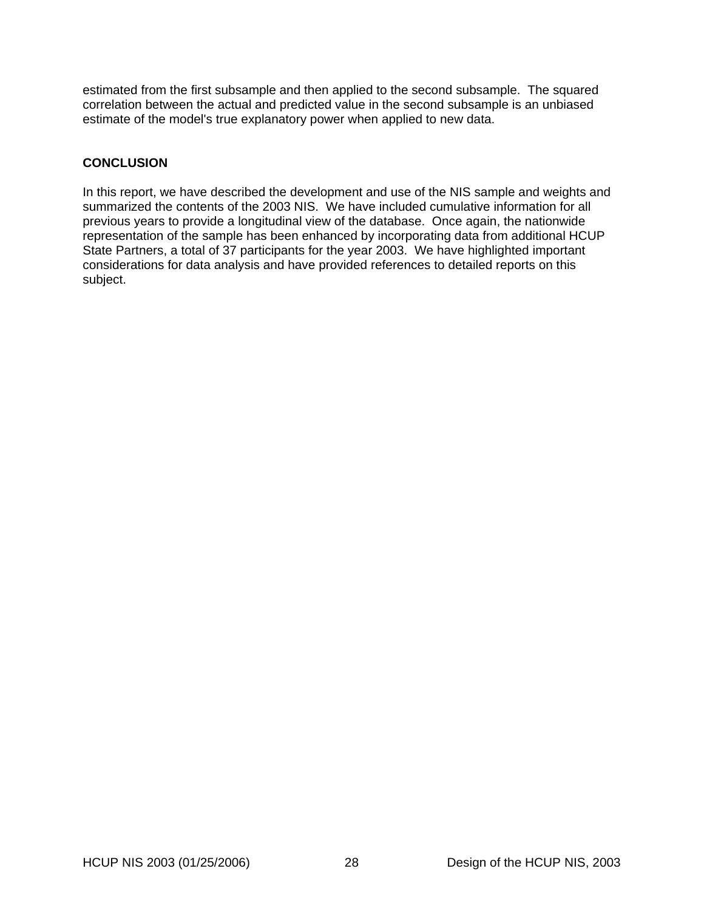estimated from the first subsample and then applied to the second subsample. The squared correlation between the actual and predicted value in the second subsample is an unbiased estimate of the model's true explanatory power when applied to new data.

## CONCLUSION

In this report, we have described the development and use of the NIS sample and weights and summarized the contents of the 2003 NIS. We have included cumulative information for all previous years to provide a longitudinal view of the database. Once again, the nationwide representation of the sample has been enhanced by incorporating data from additional HCUP State Partners, a total of 37 participants for the year 2003. We have highlighted important considerations for data analysis and have provided references to detailed reports on this subject.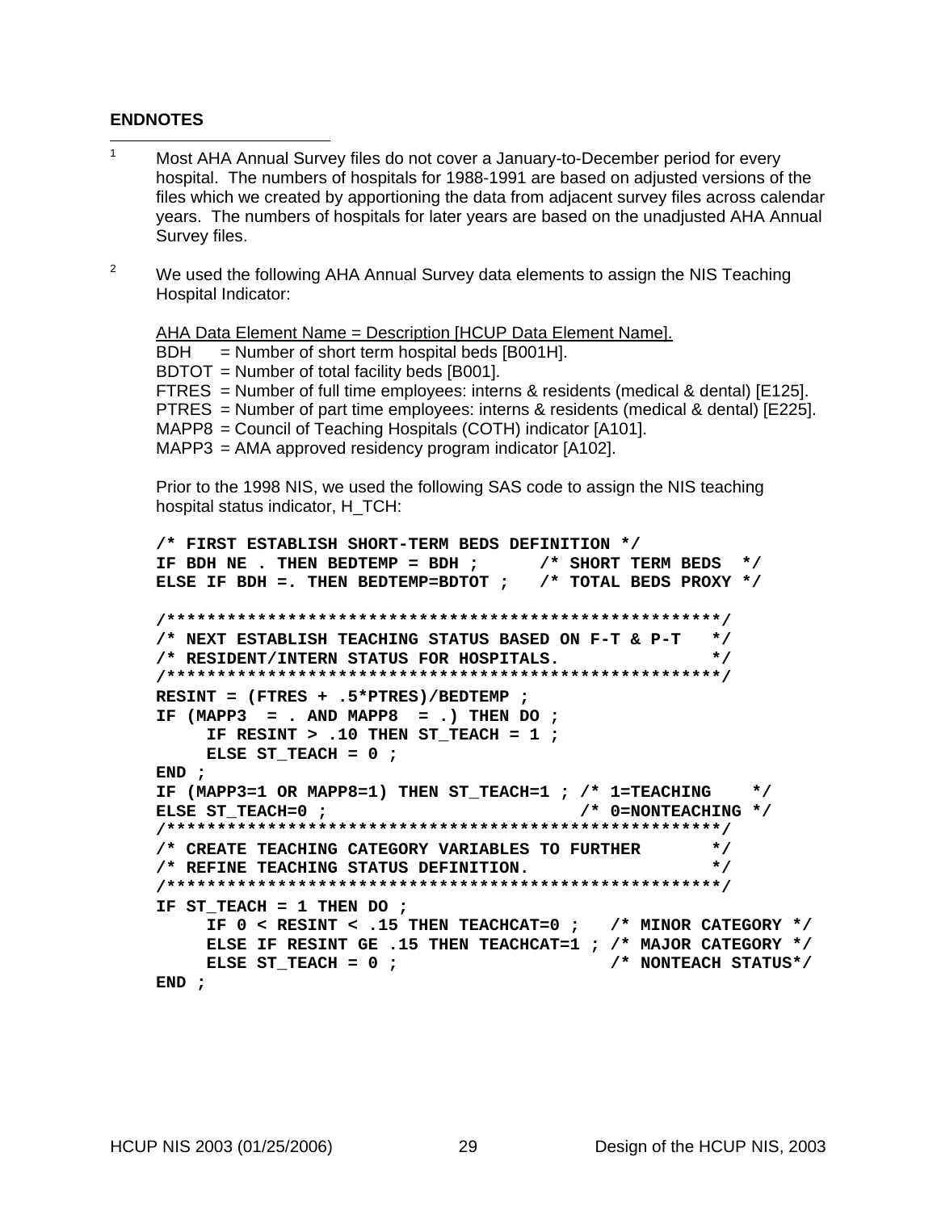**ENDNOTES**

[1] Most AHA Annual Survey files do not cover a January-to-December period for every hospital. The numbers of hospitals for 1988-1991 are based on adjusted versions of the files which we created by apportioning the data from adjacent survey files across calendar years. The numbers of hospitals for later years are based on the unadjusted AHA Annual Survey files.

[2] We used the following AHA Annual Survey data elements to assign the NIS Teaching Hospital Indicator:

AHA Data Element Name = Description [HCUP Data Element Name].
BDH = Number of short term hospital beds [B001H].
BDTOT = Number of total facility beds [B001].
FTRES = Number of full time employees: interns & residents (medical & dental) [E125].
PTRES = Number of part time employees: interns & residents (medical & dental) [E225].
MAPP8 = Council of Teaching Hospitals (COTH) indicator [A101].
MAPP3 = AMA approved residency program indicator [A102].

Prior to the 1998 NIS, we used the following SAS code to assign the NIS teaching hospital status indicator, H_TCH:

```
/* FIRST ESTABLISH SHORT-TERM BEDS DEFINITION */
IF BDH NE . THEN BEDTEMP = BDH ;      /* SHORT TERM BEDS  */
ELSE IF BDH =. THEN BEDTEMP=BDTOT ;   /* TOTAL BEDS PROXY */

/*******************************************************/
/* NEXT ESTABLISH TEACHING STATUS BASED ON F-T & P-T   */
/* RESIDENT/INTERN STATUS FOR HOSPITALS.               */
/*******************************************************/
RESINT = (FTRES + .5*PTRES)/BEDTEMP ;
IF (MAPP3  = . AND MAPP8  = .) THEN DO ;
     IF RESINT > .10 THEN ST_TEACH = 1 ;
     ELSE ST_TEACH = 0 ;
END ;
IF (MAPP3=1 OR MAPP8=1) THEN ST_TEACH=1 ; /* 1=TEACHING    */
ELSE ST_TEACH=0 ;                        /* 0=NONTEACHING */
/*******************************************************/
/* CREATE TEACHING CATEGORY VARIABLES TO FURTHER       */
/* REFINE TEACHING STATUS DEFINITION.                  */
/*******************************************************/
IF ST_TEACH = 1 THEN DO ;
     IF 0 < RESINT < .15 THEN TEACHCAT=0 ;   /* MINOR CATEGORY */
     ELSE IF RESINT GE .15 THEN TEACHCAT=1 ; /* MAJOR CATEGORY */
     ELSE ST_TEACH = 0 ;                     /* NONTEACH STATUS*/
END ;
```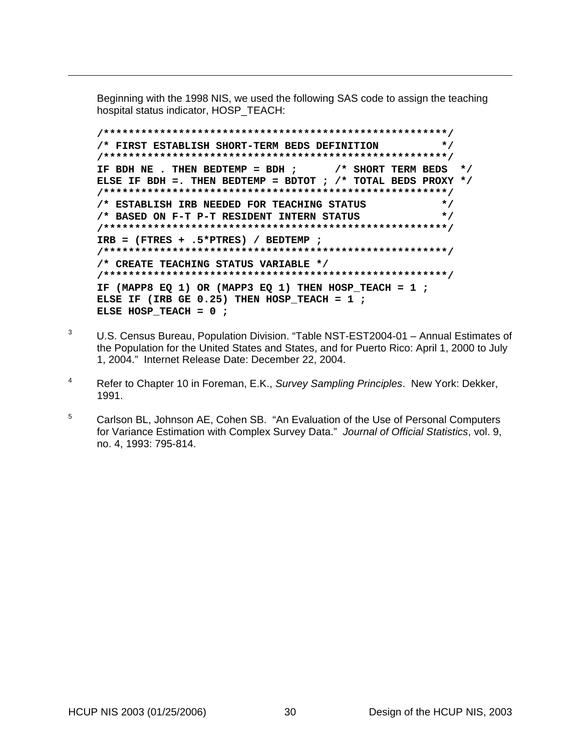Beginning with the 1998 NIS, we used the following SAS code to assign the teaching hospital status indicator, HOSP_TEACH:

```
/********************************************************/
/* FIRST ESTABLISH SHORT-TERM BEDS DEFINITION          */
/********************************************************/
IF BDH NE . THEN BEDTEMP = BDH ;      /* SHORT TERM BEDS  */
ELSE IF BDH =. THEN BEDTEMP = BDTOT ; /* TOTAL BEDS PROXY */
/********************************************************/
/* ESTABLISH IRB NEEDED FOR TEACHING STATUS            */
/* BASED ON F-T P-T RESIDENT INTERN STATUS             */
/********************************************************/
IRB = (FTRES + .5*PTRES) / BEDTEMP ;
/********************************************************/
/* CREATE TEACHING STATUS VARIABLE */
/********************************************************/
IF (MAPP8 EQ 1) OR (MAPP3 EQ 1) THEN HOSP_TEACH = 1 ;
ELSE IF (IRB GE 0.25) THEN HOSP_TEACH = 1 ;
ELSE HOSP_TEACH = 0 ;
```

[3] U.S. Census Bureau, Population Division. "Table NST-EST2004-01 – Annual Estimates of the Population for the United States and States, and for Puerto Rico: April 1, 2000 to July 1, 2004." Internet Release Date: December 22, 2004.

[4] Refer to Chapter 10 in Foreman, E.K., *Survey Sampling Principles*. New York: Dekker, 1991.

[5] Carlson BL, Johnson AE, Cohen SB. "An Evaluation of the Use of Personal Computers for Variance Estimation with Complex Survey Data." *Journal of Official Statistics*, vol. 9, no. 4, 1993: 795-814.